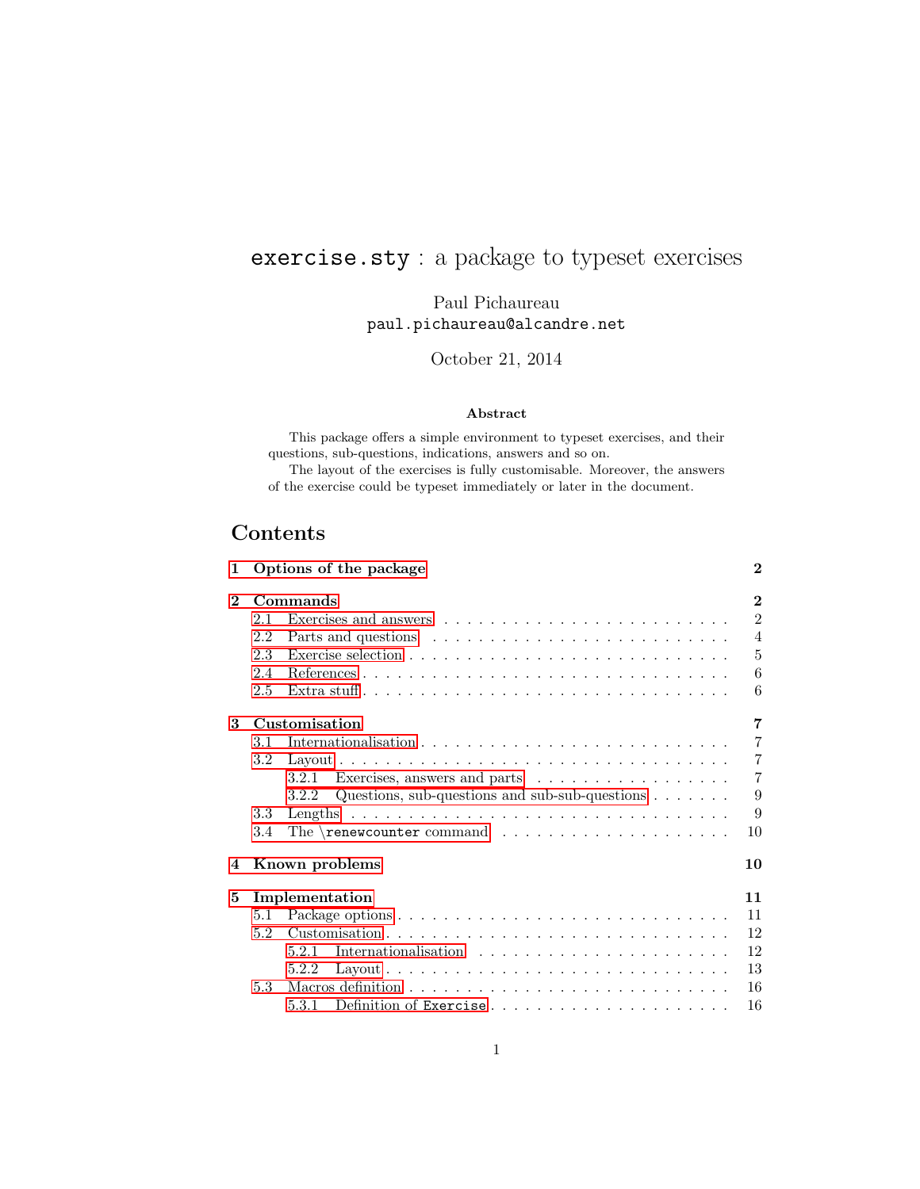# `exercise.sty` : a package to typeset exercises

Paul Pichaureau
`paul.pichaureau@alcandre.net`

October 21, 2014

**Abstract**

This package offers a simple environment to typeset exercises, and their questions, sub-questions, indications, answers and so on.

The layout of the exercises is fully customisable. Moreover, the answers of the exercise could be typeset immediately or later in the document.

## Contents

- **1 Options of the package** — **2**
- **2 Commands** — **2**
  - 2.1 Exercises and answers — 2
  - 2.2 Parts and questions — 4
  - 2.3 Exercise selection — 5
  - 2.4 References — 6
  - 2.5 Extra stuff — 6
- **3 Customisation** — **7**
  - 3.1 Internationalisation — 7
  - 3.2 Layout — 7
    - 3.2.1 Exercises, answers and parts — 7
    - 3.2.2 Questions, sub-questions and sub-sub-questions — 9
  - 3.3 Lengths — 9
  - 3.4 The `\renewcounter` command — 10
- **4 Known problems** — **10**
- **5 Implementation** — **11**
  - 5.1 Package options — 11
  - 5.2 Customisation — 12
    - 5.2.1 Internationalisation — 12
    - 5.2.2 Layout — 13
  - 5.3 Macros definition — 16
    - 5.3.1 Definition of `Exercise` — 16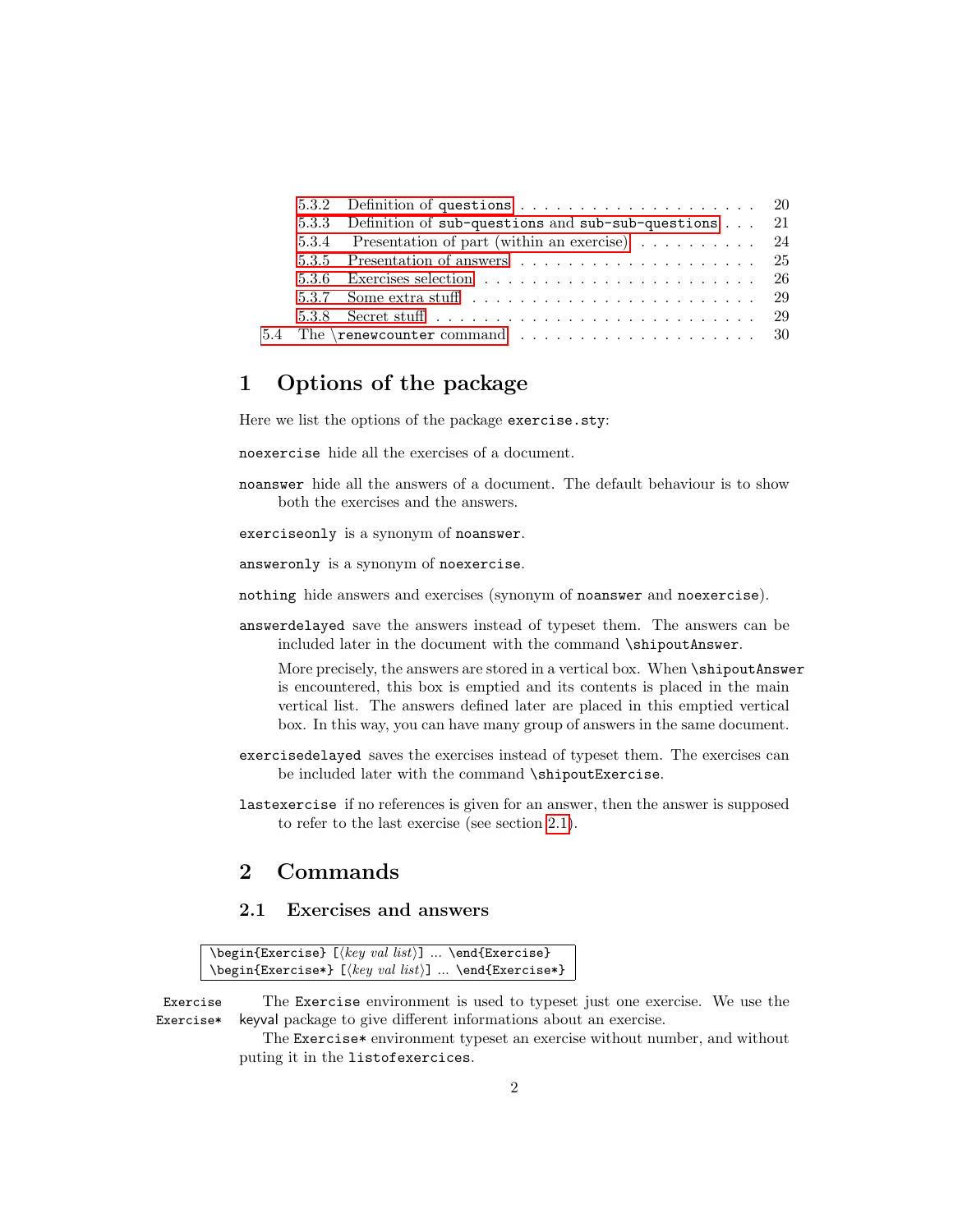5.3.2 Definition of `questions` . . . 20
5.3.3 Definition of `sub-questions` and `sub-sub-questions` . . . 21
5.3.4 Presentation of part (within an exercise) . . . 24
5.3.5 Presentation of answers . . . 25
5.3.6 Exercises selection . . . 26
5.3.7 Some extra stuff . . . 29
5.3.8 Secret stuff . . . 29
5.4 The `\renewcounter` command . . . 30

# 1 Options of the package

Here we list the options of the package `exercise.sty`:

`noexercise` hide all the exercises of a document.

`noanswer` hide all the answers of a document. The default behaviour is to show both the exercises and the answers.

`exerciseonly` is a synonym of `noanswer`.

`answeronly` is a synonym of `noexercise`.

`nothing` hide answers and exercises (synonym of `noanswer` and `noexercise`).

`answerdelayed` save the answers instead of typeset them. The answers can be included later in the document with the command `\shipoutAnswer`.

More precisely, the answers are stored in a vertical box. When `\shipoutAnswer` is encountered, this box is emptied and its contents is placed in the main vertical list. The answers defined later are placed in this emptied vertical box. In this way, you can have many group of answers in the same document.

`exercisedelayed` saves the exercises instead of typeset them. The exercises can be included later with the command `\shipoutExercise`.

`lastexercise` if no references is given for an answer, then the answer is supposed to refer to the last exercise (see section 2.1).

# 2 Commands

## 2.1 Exercises and answers

```
\begin{Exercise} [⟨key val list⟩] ... \end{Exercise}
\begin{Exercise*} [⟨key val list⟩] ... \end{Exercise*}
```

`Exercise` `Exercise*` The `Exercise` environment is used to typeset just one exercise. We use the keyval package to give different informations about an exercise.

The `Exercise*` environment typeset an exercise without number, and without puting it in the `listofexercices`.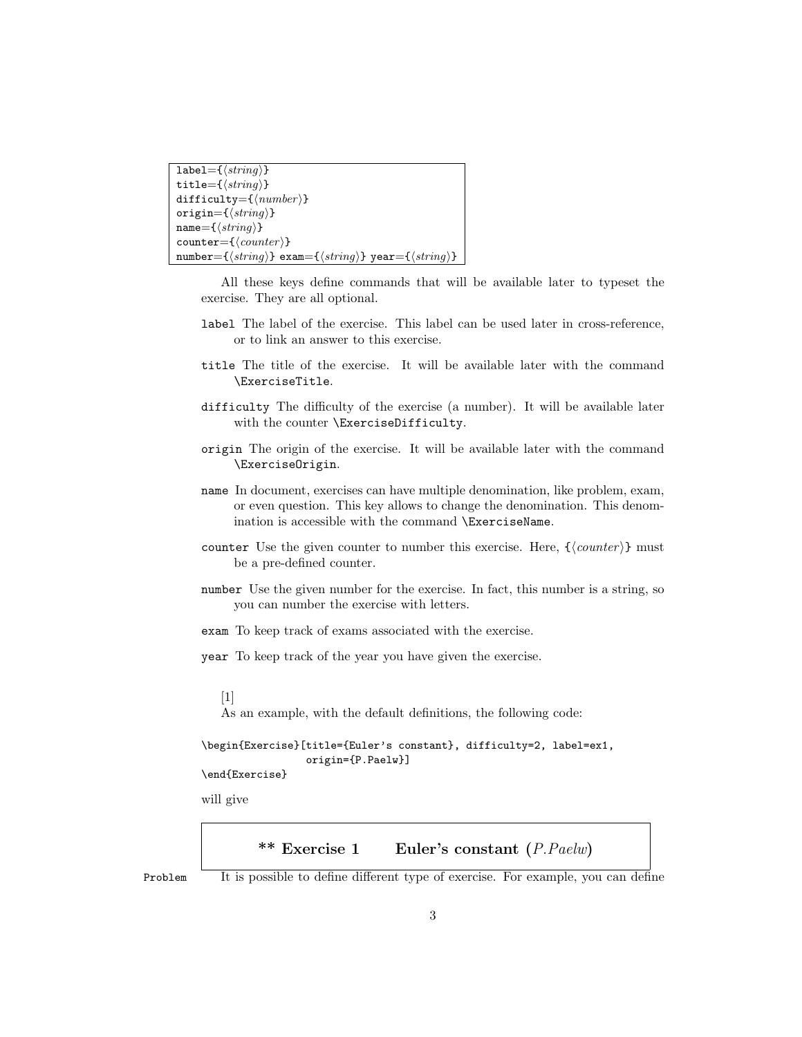```
label={⟨string⟩}
title={⟨string⟩}
difficulty={⟨number⟩}
origin={⟨string⟩}
name={⟨string⟩}
counter={⟨counter⟩}
number={⟨string⟩} exam={⟨string⟩} year={⟨string⟩}
```

All these keys define commands that will be available later to typeset the exercise. They are all optional.

`label` The label of the exercise. This label can be used later in cross-reference, or to link an answer to this exercise.

`title` The title of the exercise. It will be available later with the command `\ExerciseTitle`.

`difficulty` The difficulty of the exercise (a number). It will be available later with the counter `\ExerciseDifficulty`.

`origin` The origin of the exercise. It will be available later with the command `\ExerciseOrigin`.

`name` In document, exercises can have multiple denomination, like problem, exam, or even question. This key allows to change the denomination. This denomination is accessible with the command `\ExerciseName`.

`counter` Use the given counter to number this exercise. Here, `{`⟨*counter*⟩`}` must be a pre-defined counter.

`number` Use the given number for the exercise. In fact, this number is a string, so you can number the exercise with letters.

`exam` To keep track of exams associated with the exercise.

`year` To keep track of the year you have given the exercise.

[1]

As an example, with the default definitions, the following code:

```
\begin{Exercise}[title={Euler's constant}, difficulty=2, label=ex1,
                 origin={P.Paelw}]
\end{Exercise}
```

will give

**\*\* Exercise 1    Euler's constant** (*P.Paelw*)

`Problem` It is possible to define different type of exercise. For example, you can define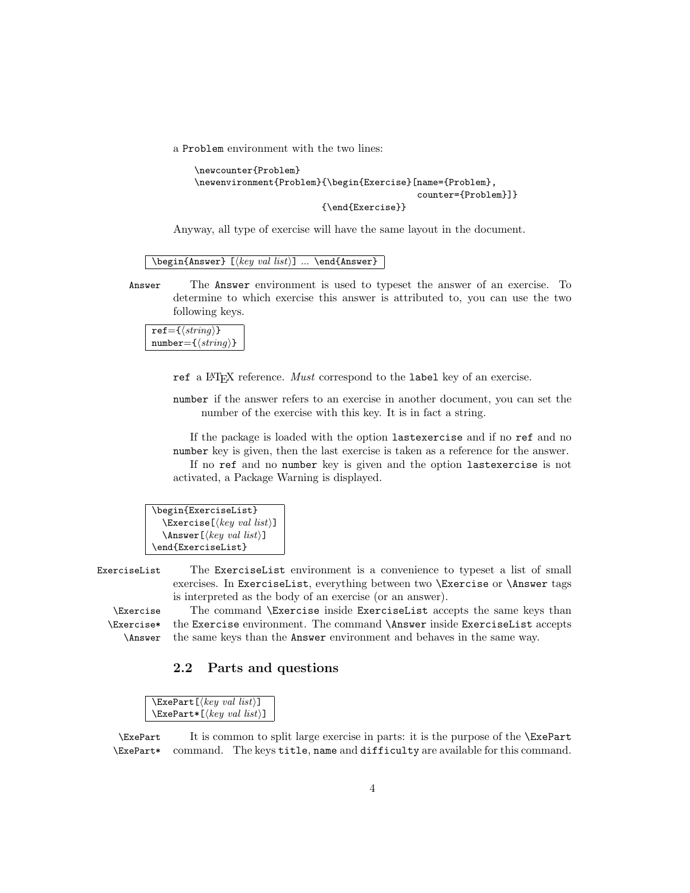a Problem environment with the two lines:

```
\newcounter{Problem}
\newenvironment{Problem}{\begin{Exercise}[name={Problem},
                                          counter={Problem}]}
                         {\end{Exercise}}
```

Anyway, all type of exercise will have the same layout in the document.

```
\begin{Answer} [⟨key val list⟩] ... \end{Answer}
```

**Answer** The Answer environment is used to typeset the answer of an exercise. To determine to which exercise this answer is attributed to, you can use the two following keys.

```
ref={⟨string⟩}
number={⟨string⟩}
```

`ref` a LaTeX reference. *Must* correspond to the `label` key of an exercise.

`number` if the answer refers to an exercise in another document, you can set the number of the exercise with this key. It is in fact a string.

If the package is loaded with the option `lastexercise` and if no `ref` and no `number` key is given, then the last exercise is taken as a reference for the answer.

If no `ref` and no `number` key is given and the option `lastexercise` is not activated, a Package Warning is displayed.

```
\begin{ExerciseList}
  \Exercise[⟨key val list⟩]
  \Answer[⟨key val list⟩]
\end{ExerciseList}
```

**ExerciseList** The ExerciseList environment is a convenience to typeset a list of small exercises. In ExerciseList, everything between two \Exercise or \Answer tags is interpreted as the body of an exercise (or an answer).

**\Exercise** **\Exercise*** **\Answer** The command \Exercise inside ExerciseList accepts the same keys than the Exercise environment. The command \Answer inside ExerciseList accepts the same keys than the Answer environment and behaves in the same way.

## 2.2 Parts and questions

```
\ExePart[⟨key val list⟩]
\ExePart*[⟨key val list⟩]
```

**\ExePart** **\ExePart*** It is common to split large exercise in parts: it is the purpose of the \ExePart command. The keys `title`, `name` and `difficulty` are available for this command.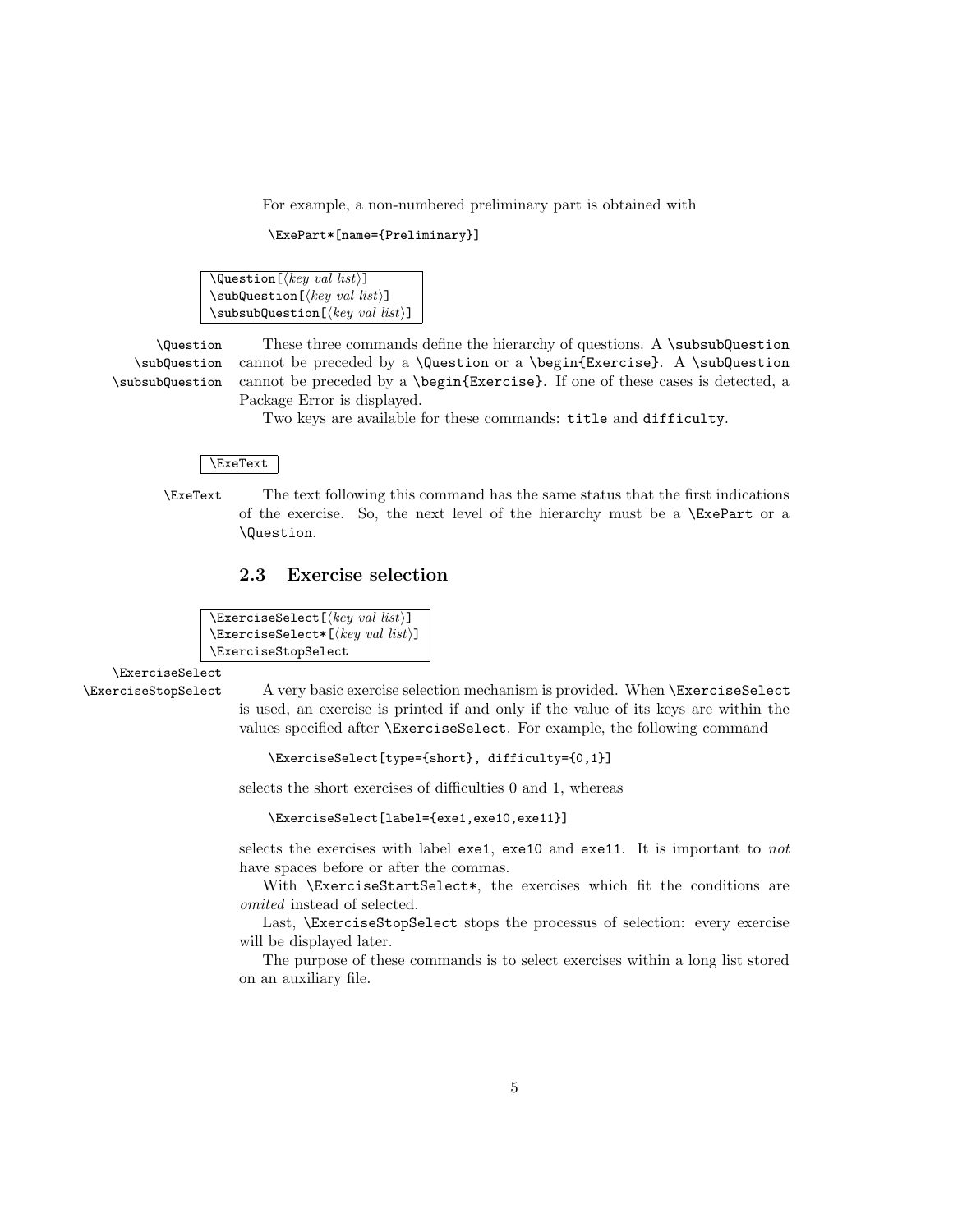For example, a non-numbered preliminary part is obtained with

```
\ExePart*[name={Preliminary}]
```

```
\Question[⟨key val list⟩]
\subQuestion[⟨key val list⟩]
\subsubQuestion[⟨key val list⟩]
```

`\Question` `\subQuestion` `\subsubQuestion` These three commands define the hierarchy of questions. A `\subsubQuestion` cannot be preceded by a `\Question` or a `\begin{Exercise}`. A `\subQuestion` cannot be preceded by a `\begin{Exercise}`. If one of these cases is detected, a Package Error is displayed.

Two keys are available for these commands: `title` and `difficulty`.

```
\ExeText
```

`\ExeText` The text following this command has the same status that the first indications of the exercise. So, the next level of the hierarchy must be a `\ExePart` or a `\Question`.

### 2.3 Exercise selection

```
\ExerciseSelect[⟨key val list⟩]
\ExerciseSelect*[⟨key val list⟩]
\ExerciseStopSelect
```

`\ExerciseSelect` `\ExerciseStopSelect` A very basic exercise selection mechanism is provided. When `\ExerciseSelect` is used, an exercise is printed if and only if the value of its keys are within the values specified after `\ExerciseSelect`. For example, the following command

```
\ExerciseSelect[type={short}, difficulty={0,1}]
```

selects the short exercises of difficulties 0 and 1, whereas

```
\ExerciseSelect[label={exe1,exe10,exe11}]
```

selects the exercises with label `exe1`, `exe10` and `exe11`. It is important to *not* have spaces before or after the commas.

With `\ExerciseStartSelect*`, the exercises which fit the conditions are *omited* instead of selected.

Last, `\ExerciseStopSelect` stops the processus of selection: every exercise will be displayed later.

The purpose of these commands is to select exercises within a long list stored on an auxiliary file.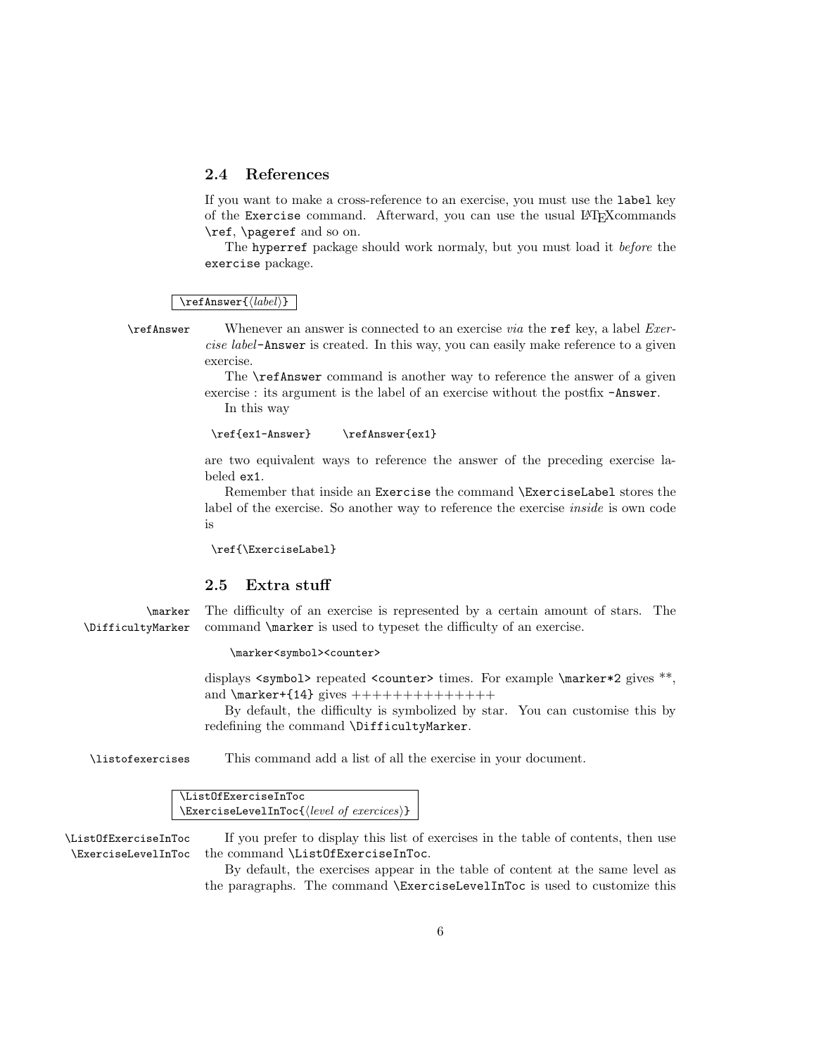## 2.4 References

If you want to make a cross-reference to an exercise, you must use the `label` key of the `Exercise` command. Afterward, you can use the usual LaTeXcommands `\ref`, `\pageref` and so on.

The `hyperref` package should work normaly, but you must load it *before* the `exercise` package.

```
\refAnswer{⟨label⟩}
```

`\refAnswer` Whenever an answer is connected to an exercise *via* the `ref` key, a label *Exercise label*`-Answer` is created. In this way, you can easily make reference to a given exercise.

The `\refAnswer` command is another way to reference the answer of a given exercise : its argument is the label of an exercise without the postfix `-Answer`.

In this way

```
\ref{ex1-Answer}      \refAnswer{ex1}
```

are two equivalent ways to reference the answer of the preceding exercise labeled `ex1`.

Remember that inside an `Exercise` the command `\ExerciseLabel` stores the label of the exercise. So another way to reference the exercise *inside* is own code is

```
\ref{\ExerciseLabel}
```

## 2.5 Extra stuff

`\marker` `\DifficultyMarker` The difficulty of an exercise is represented by a certain amount of stars. The command `\marker` is used to typeset the difficulty of an exercise.

```
\marker<symbol><counter>
```

displays `<symbol>` repeated `<counter>` times. For example `\marker*2` gives **, and `\marker+{14}` gives ++++++++++++++

By default, the difficulty is symbolized by star. You can customise this by redefining the command `\DifficultyMarker`.

`\listofexercises` This command add a list of all the exercise in your document.

```
\ListOfExerciseInToc
\ExerciseLevelInToc{⟨level of exercices⟩}
```

`\ListOfExerciseInToc` `\ExerciseLevelInToc` If you prefer to display this list of exercises in the table of contents, then use the command `\ListOfExerciseInToc`.

By default, the exercises appear in the table of content at the same level as the paragraphs. The command `\ExerciseLevelInToc` is used to customize this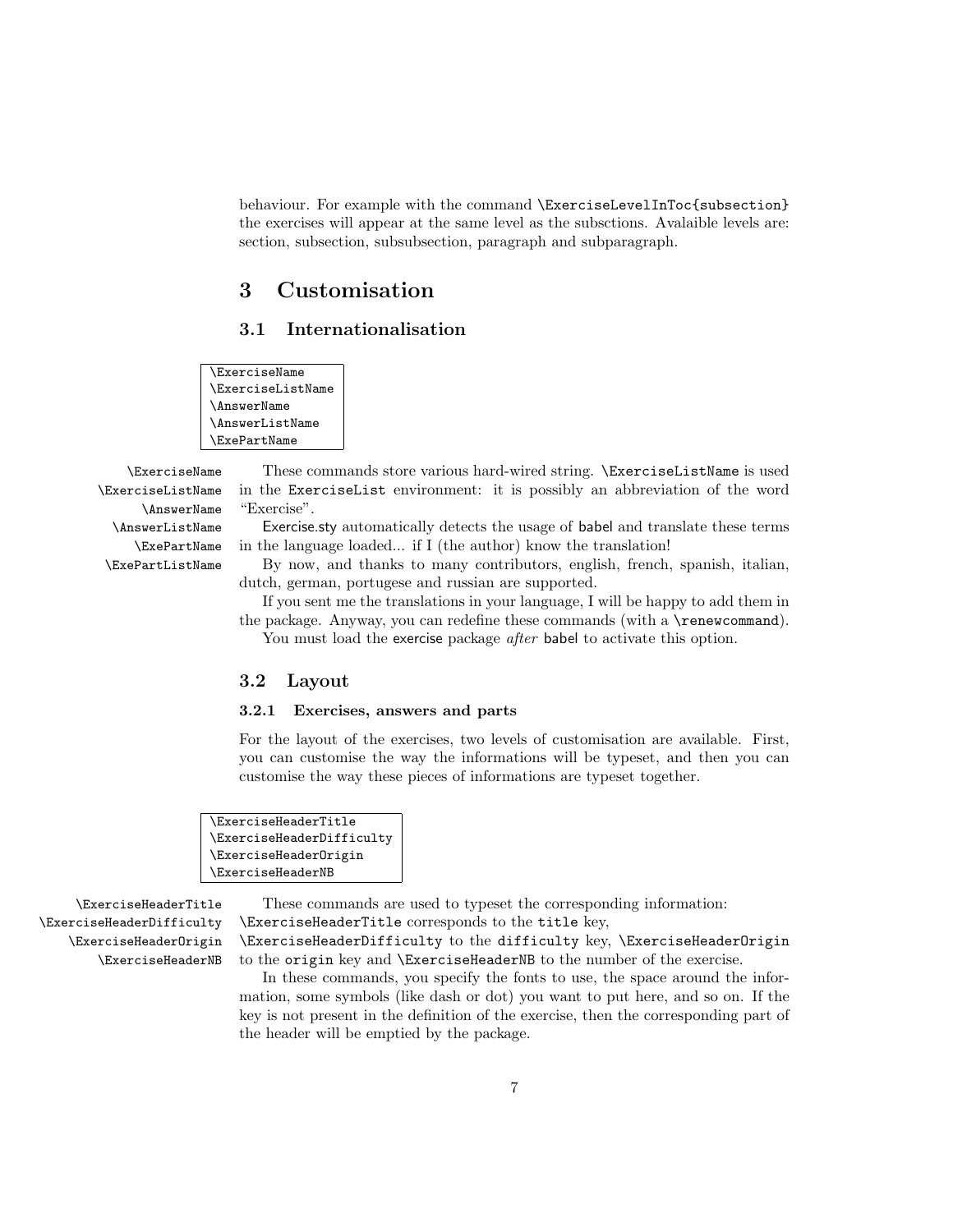behaviour. For example with the command `\ExerciseLevelInToc{subsection}` the exercises will appear at the same level as the subsctions. Avalaible levels are: section, subsection, subsubsection, paragraph and subparagraph.

# 3 Customisation

## 3.1 Internationalisation

```
\ExerciseName
\ExerciseListName
\AnswerName
\AnswerListName
\ExePartName
```

`\ExerciseName` `\ExerciseListName` `\AnswerName` `\AnswerListName` `\ExePartName` `\ExePartListName`

These commands store various hard-wired string. `\ExerciseListName` is used in the `ExerciseList` environment: it is possibly an abbreviation of the word "Exercise".

Exercise.sty automatically detects the usage of babel and translate these terms in the language loaded... if I (the author) know the translation!

By now, and thanks to many contributors, english, french, spanish, italian, dutch, german, portugese and russian are supported.

If you sent me the translations in your language, I will be happy to add them in the package. Anyway, you can redefine these commands (with a `\renewcommand`).

You must load the exercise package *after* babel to activate this option.

## 3.2 Layout

### 3.2.1 Exercises, answers and parts

For the layout of the exercises, two levels of customisation are available. First, you can customise the way the informations will be typeset, and then you can customise the way these pieces of informations are typeset together.

```
\ExerciseHeaderTitle
\ExerciseHeaderDifficulty
\ExerciseHeaderOrigin
\ExerciseHeaderNB
```

`\ExerciseHeaderTitle` `\ExerciseHeaderDifficulty` `\ExerciseHeaderOrigin` `\ExerciseHeaderNB`

These commands are used to typeset the corresponding information: `\ExerciseHeaderTitle` corresponds to the `title` key, `\ExerciseHeaderDifficulty` to the `difficulty` key, `\ExerciseHeaderOrigin` to the `origin` key and `\ExerciseHeaderNB` to the number of the exercise.

In these commands, you specify the fonts to use, the space around the information, some symbols (like dash or dot) you want to put here, and so on. If the key is not present in the definition of the exercise, then the corresponding part of the header will be emptied by the package.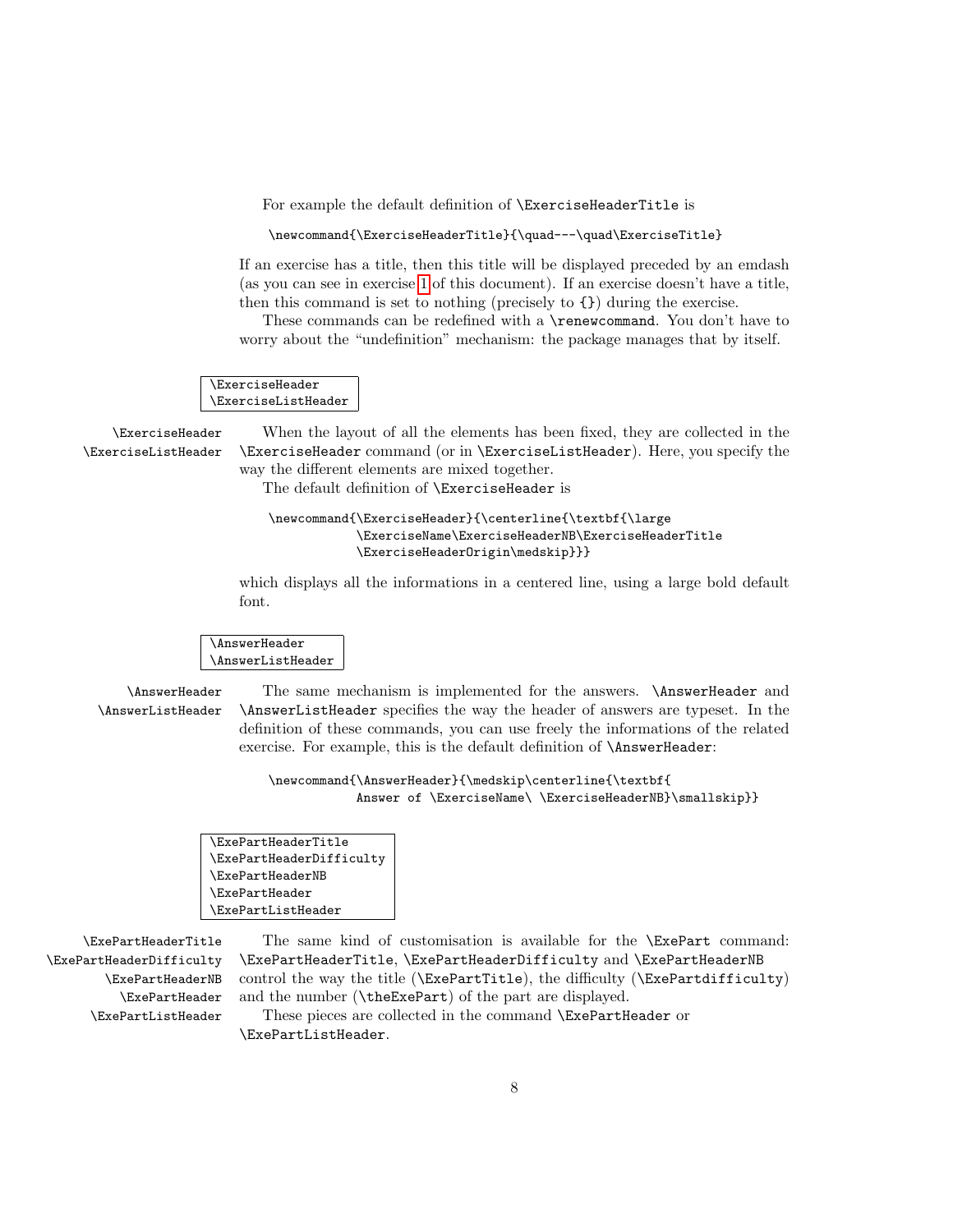For example the default definition of `\ExerciseHeaderTitle` is

```
\newcommand{\ExerciseHeaderTitle}{\quad---\quad\ExerciseTitle}
```

If an exercise has a title, then this title will be displayed preceded by an emdash (as you can see in exercise 1 of this document). If an exercise doesn't have a title, then this command is set to nothing (precisely to `{}`) during the exercise.

These commands can be redefined with a `\renewcommand`. You don't have to worry about the "undefinition" mechanism: the package manages that by itself.

```
\ExerciseHeader
\ExerciseListHeader
```

`\ExerciseHeader` `\ExerciseListHeader`

When the layout of all the elements has been fixed, they are collected in the `\ExerciseHeader` command (or in `\ExerciseListHeader`). Here, you specify the way the different elements are mixed together.

The default definition of `\ExerciseHeader` is

```
\newcommand{\ExerciseHeader}{\centerline{\textbf{\large
            \ExerciseName\ExerciseHeaderNB\ExerciseHeaderTitle
            \ExerciseHeaderOrigin\medskip}}}
```

which displays all the informations in a centered line, using a large bold default font.

```
\AnswerHeader
\AnswerListHeader
```

`\AnswerHeader` `\AnswerListHeader`

The same mechanism is implemented for the answers. `\AnswerHeader` and `\AnswerListHeader` specifies the way the header of answers are typeset. In the definition of these commands, you can use freely the informations of the related exercise. For example, this is the default definition of `\AnswerHeader`:

```
\newcommand{\AnswerHeader}{\medskip\centerline{\textbf{
            Answer of \ExerciseName\ \ExerciseHeaderNB}\smallskip}}
```

```
\ExePartHeaderTitle
\ExePartHeaderDifficulty
\ExePartHeaderNB
\ExePartHeader
\ExePartListHeader
```

`\ExePartHeaderTitle` `\ExePartHeaderDifficulty` `\ExePartHeaderNB` `\ExePartHeader` `\ExePartListHeader`

The same kind of customisation is available for the `\ExePart` command: `\ExePartHeaderTitle`, `\ExePartHeaderDifficulty` and `\ExePartHeaderNB` control the way the title (`\ExePartTitle`), the difficulty (`\ExePartdifficulty`) and the number (`\theExePart`) of the part are displayed.

These pieces are collected in the command `\ExePartHeader` or `\ExePartListHeader`.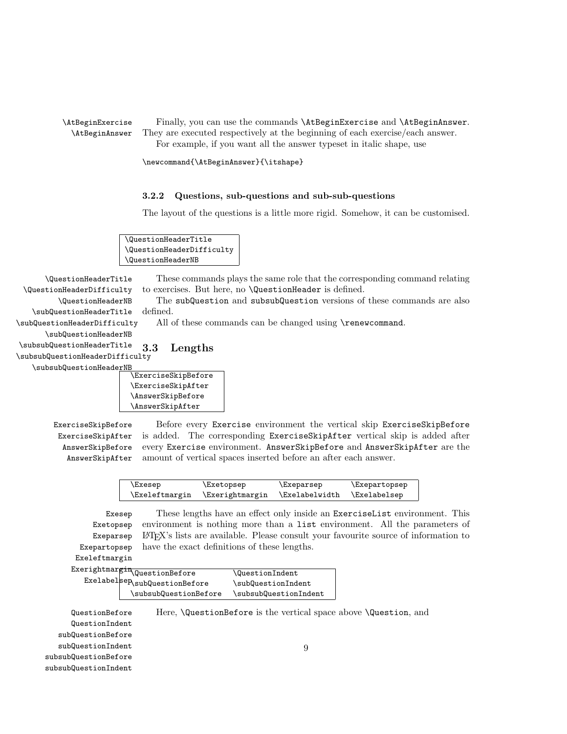\AtBeginExercise
\AtBeginAnswer

Finally, you can use the commands `\AtBeginExercise` and `\AtBeginAnswer`. They are executed respectively at the beginning of each exercise/each answer.

For example, if you want all the answer typeset in italic shape, use

```
\newcommand{\AtBeginAnswer}{\itshape}
```

### 3.2.2 Questions, sub-questions and sub-sub-questions

The layout of the questions is a little more rigid. Somehow, it can be customised.

| |
|---|
| \QuestionHeaderTitle |
| \QuestionHeaderDifficulty |
| \QuestionHeaderNB |

\QuestionHeaderTitle
\QuestionHeaderDifficulty
\QuestionHeaderNB
\subQuestionHeaderTitle
\subQuestionHeaderDifficulty
\subQuestionHeaderNB
\subsubQuestionHeaderTitle
\subsubQuestionHeaderDifficulty
\subsubQuestionHeaderNB

These commands plays the same role that the corresponding command relating to exercises. But here, no `\QuestionHeader` is defined.

The `subQuestion` and `subsubQuestion` versions of these commands are also defined.

All of these commands can be changed using `\renewcommand`.

## 3.3 Lengths

| |
|---|
| \ExerciseSkipBefore |
| \ExerciseSkipAfter |
| \AnswerSkipBefore |
| \AnswerSkipAfter |

ExerciseSkipBefore
ExerciseSkipAfter
AnswerSkipBefore
AnswerSkipAfter

Before every `Exercise` environment the vertical skip `ExerciseSkipBefore` is added. The corresponding `ExerciseSkipAfter` vertical skip is added after every `Exercise` environment. `AnswerSkipBefore` and `AnswerSkipAfter` are the amount of vertical spaces inserted before an after each answer.

| | | | |
|---|---|---|---|
| \Exesep | \Exetopsep | \Exeparsep | \Exepartopsep |
| \Exeleftmargin | \Exerightmargin | \Exelabelwidth | \Exelabelsep |

Exesep
Exetopsep
Exeparsep
Exepartopsep
Exeleftmargin
Exerightmargin
Exelabelsep

These lengths have an effect only inside an `ExerciseList` environment. This environment is nothing more than a `list` environment. All the parameters of LaTeX's lists are available. Please consult your favourite source of information to have the exact definitions of these lengths.

| | |
|---|---|
| \QuestionBefore | \QuestionIndent |
| \subQuestionBefore | \subQuestionIndent |
| \subsubQuestionBefore | \subsubQuestionIndent |

QuestionBefore
QuestionIndent
subQuestionBefore
subQuestionIndent
subsubQuestionBefore
subsubQuestionIndent

Here, `\QuestionBefore` is the vertical space above `\Question`, and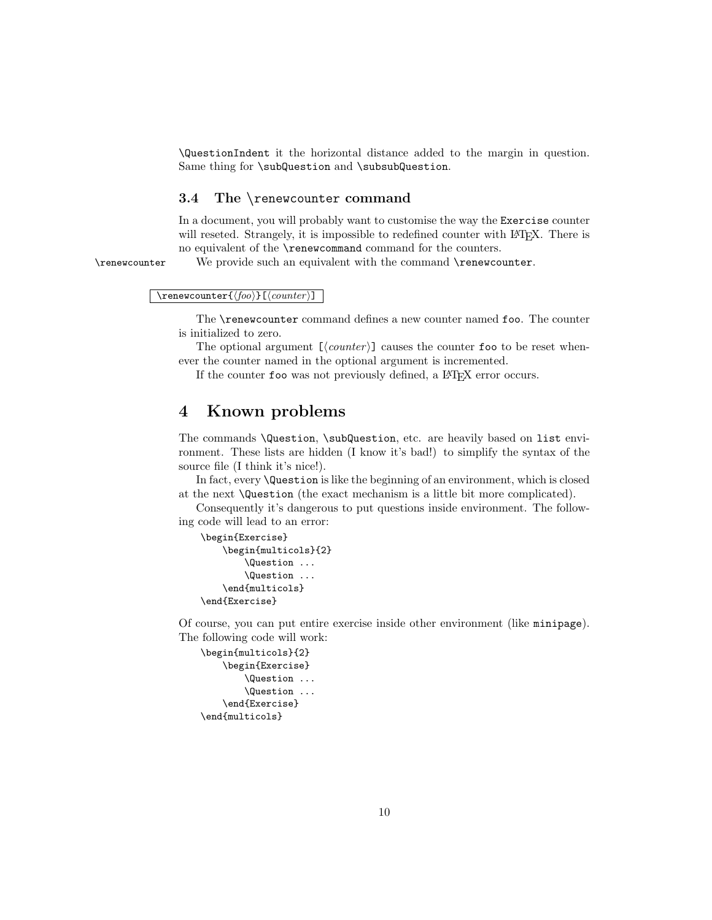`\QuestionIndent` it the horizontal distance added to the margin in question. Same thing for `\subQuestion` and `\subsubQuestion`.

### 3.4 The `\renewcounter` command

In a document, you will probably want to customise the way the `Exercise` counter will reseted. Strangely, it is impossible to redefined counter with LaTeX. There is no equivalent of the `\renewcommand` command for the counters.

`\renewcounter` We provide such an equivalent with the command `\renewcounter`.

```
\renewcounter{⟨foo⟩}[⟨counter⟩]
```

The `\renewcounter` command defines a new counter named `foo`. The counter is initialized to zero.

The optional argument `[⟨counter⟩]` causes the counter `foo` to be reset whenever the counter named in the optional argument is incremented.

If the counter `foo` was not previously defined, a LaTeX error occurs.

## 4 Known problems

The commands `\Question`, `\subQuestion`, etc. are heavily based on `list` environment. These lists are hidden (I know it's bad!) to simplify the syntax of the source file (I think it's nice!).

In fact, every `\Question` is like the beginning of an environment, which is closed at the next `\Question` (the exact mechanism is a little bit more complicated).

Consequently it's dangerous to put questions inside environment. The following code will lead to an error:

```
\begin{Exercise}
    \begin{multicols}{2}
        \Question ...
        \Question ...
    \end{multicols}
\end{Exercise}
```

Of course, you can put entire exercise inside other environment (like `minipage`). The following code will work:

```
\begin{multicols}{2}
    \begin{Exercise}
        \Question ...
        \Question ...
    \end{Exercise}
\end{multicols}
```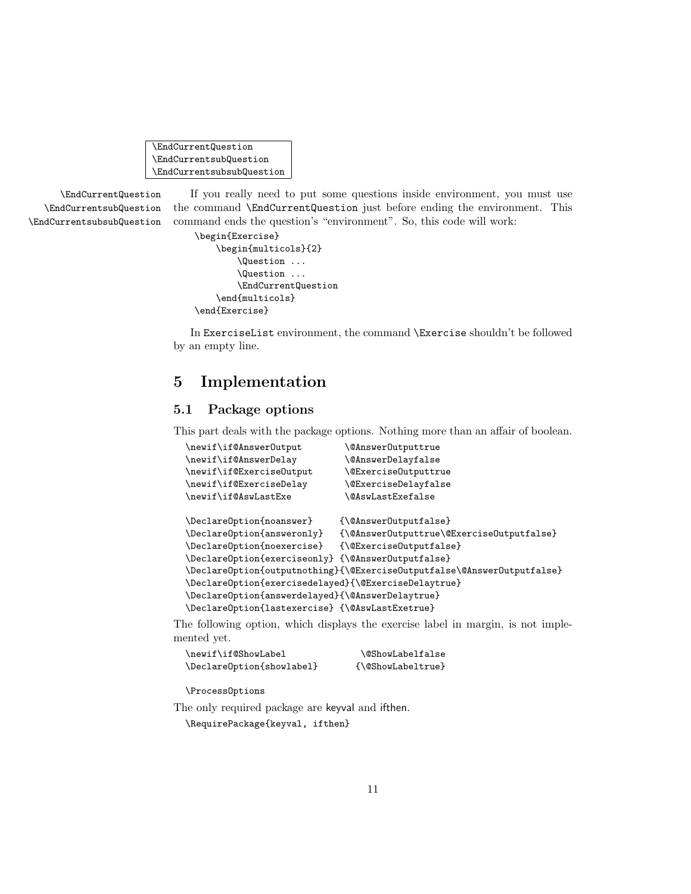```
\EndCurrentQuestion
\EndCurrentsubQuestion
\EndCurrentsubsubQuestion
```

\EndCurrentQuestion
\EndCurrentsubQuestion
\EndCurrentsubsubQuestion

If you really need to put some questions inside environment, you must use the command `\EndCurrentQuestion` just before ending the environment. This command ends the question's "environment". So, this code will work:

```
\begin{Exercise}
    \begin{multicols}{2}
        \Question ...
        \Question ...
        \EndCurrentQuestion
    \end{multicols}
\end{Exercise}
```

In `ExerciseList` environment, the command `\Exercise` shouldn't be followed by an empty line.

# 5 Implementation

## 5.1 Package options

This part deals with the package options. Nothing more than an affair of boolean.

```
\newif\if@AnswerOutput        \@AnswerOutputtrue
\newif\if@AnswerDelay         \@AnswerDelayfalse
\newif\if@ExerciseOutput      \@ExerciseOutputtrue
\newif\if@ExerciseDelay       \@ExerciseDelayfalse
\newif\if@AswLastExe          \@AswLastExefalse

\DeclareOption{noanswer}     {\@AnswerOutputfalse}
\DeclareOption{answeronly}   {\@AnswerOutputtrue\@ExerciseOutputfalse}
\DeclareOption{noexercise}   {\@ExerciseOutputfalse}
\DeclareOption{exerciseonly} {\@AnswerOutputfalse}
\DeclareOption{outputnothing}{\@ExerciseOutputfalse\@AnswerOutputfalse}
\DeclareOption{exercisedelayed}{\@ExerciseDelaytrue}
\DeclareOption{answerdelayed}{\@AnswerDelaytrue}
\DeclareOption{lastexercise} {\@AswLastExetrue}
```

The following option, which displays the exercise label in margin, is not implemented yet.

```
\newif\if@ShowLabel              \@ShowLabelfalse
\DeclareOption{showlabel}       {\@ShowLabeltrue}

\ProcessOptions
```

The only required package are keyval and ifthen.

```
\RequirePackage{keyval, ifthen}
```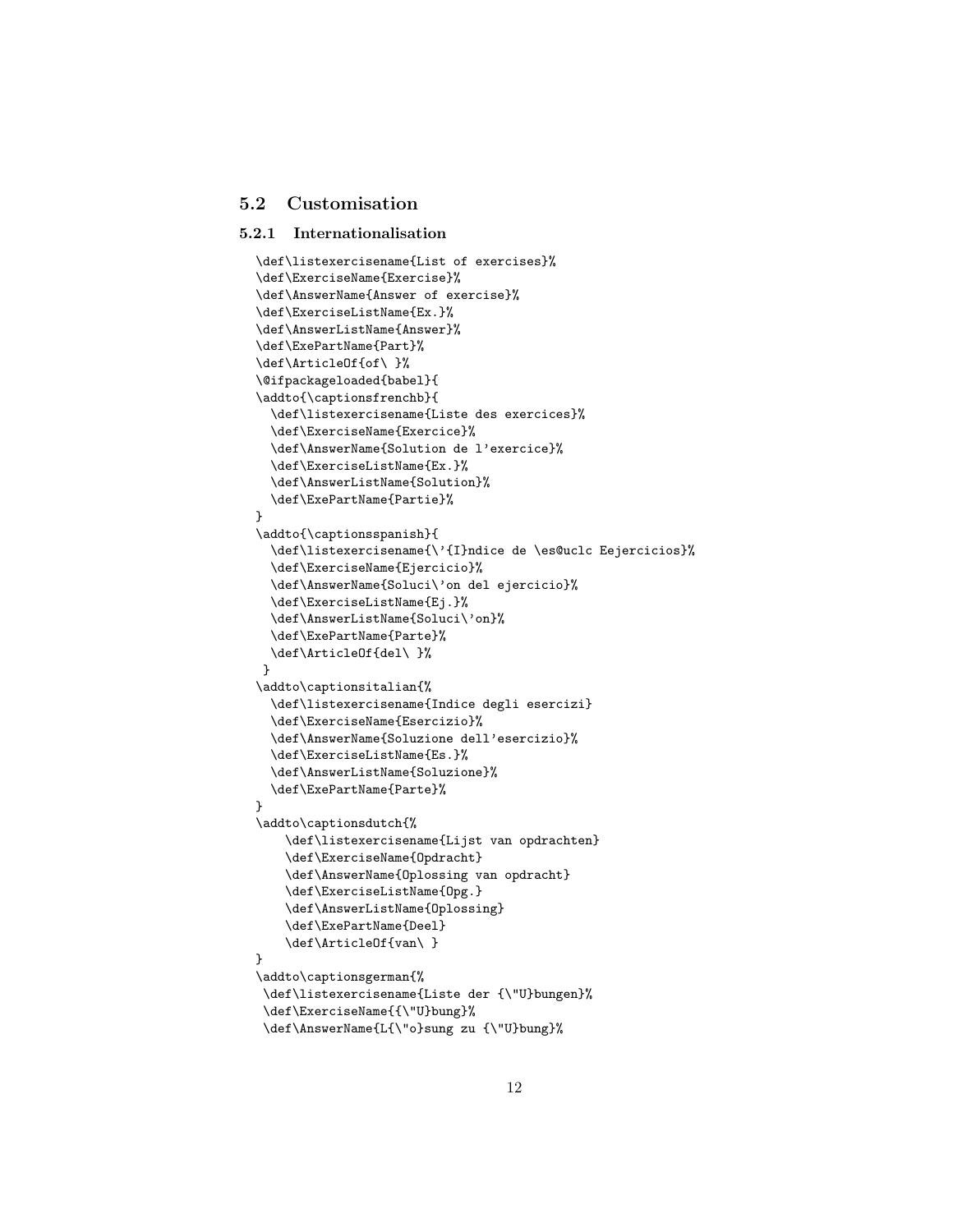## 5.2 Customisation

### 5.2.1 Internationalisation

```
\def\listexercisename{List of exercises}%
\def\ExerciseName{Exercise}%
\def\AnswerName{Answer of exercise}%
\def\ExerciseListName{Ex.}%
\def\AnswerListName{Answer}%
\def\ExePartName{Part}%
\def\ArticleOf{of\ }%
\@ifpackageloaded{babel}{
\addto{\captionsfrenchb}{
  \def\listexercisename{Liste des exercices}%
  \def\ExerciseName{Exercice}%
  \def\AnswerName{Solution de l'exercice}%
  \def\ExerciseListName{Ex.}%
  \def\AnswerListName{Solution}%
  \def\ExePartName{Partie}%
}
\addto{\captionsspanish}{
  \def\listexercisename{\'{I}ndice de \es@uclc Eejercicios}%
  \def\ExerciseName{Ejercicio}%
  \def\AnswerName{Soluci\'on del ejercicio}%
  \def\ExerciseListName{Ej.}%
  \def\AnswerListName{Soluci\'on}%
  \def\ExePartName{Parte}%
  \def\ArticleOf{del\ }%
 }
\addto\captionsitalian{%
  \def\listexercisename{Indice degli esercizi}
  \def\ExerciseName{Esercizio}%
  \def\AnswerName{Soluzione dell'esercizio}%
  \def\ExerciseListName{Es.}%
  \def\AnswerListName{Soluzione}%
  \def\ExePartName{Parte}%
}
\addto\captionsdutch{%
    \def\listexercisename{Lijst van opdrachten}
    \def\ExerciseName{Opdracht}
    \def\AnswerName{Oplossing van opdracht}
    \def\ExerciseListName{Opg.}
    \def\AnswerListName{Oplossing}
    \def\ExePartName{Deel}
    \def\ArticleOf{van\ }
}
\addto\captionsgerman{%
 \def\listexercisename{Liste der {\"U}bungen}%
 \def\ExerciseName{{\"U}bung}%
 \def\AnswerName{L{\"o}sung zu {\"U}bung}%
```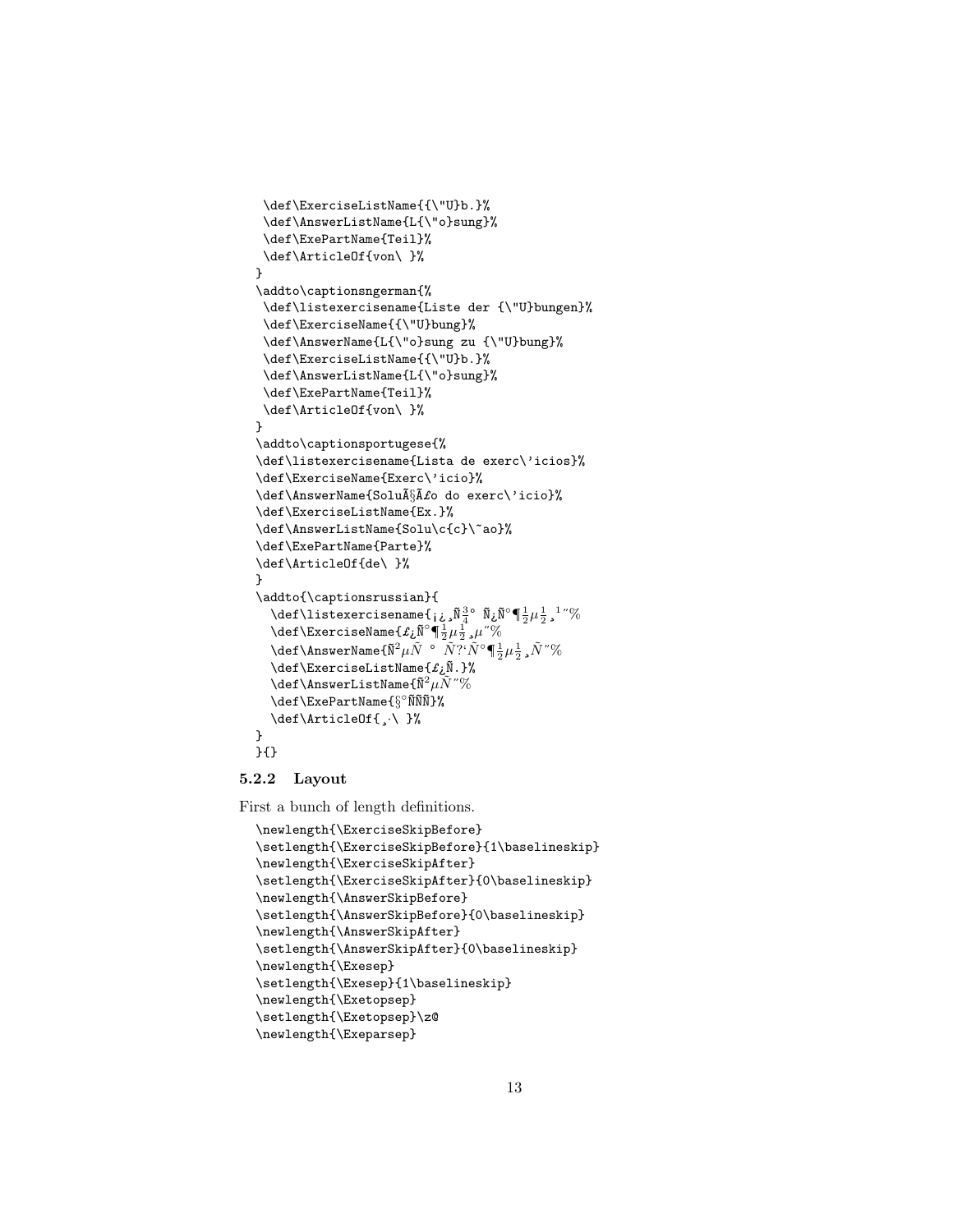```
 \def\ExerciseListName{{\"U}b.}%
 \def\AnswerListName{L{\"o}sung}%
 \def\ExePartName{Teil}%
 \def\ArticleOf{von\ }%
}
\addto\captionsngerman{%
 \def\listexercisename{Liste der {\"U}bungen}%
 \def\ExerciseName{{\"U}bung}%
 \def\AnswerName{L{\"o}sung zu {\"U}bung}%
 \def\ExerciseListName{{\"U}b.}%
 \def\AnswerListName{L{\"o}sung}%
 \def\ExePartName{Teil}%
 \def\ArticleOf{von\ }%
}
\addto\captionsportugese{%
\def\listexercisename{Lista de exerc\'icios}%
\def\ExerciseName{Exerc\'icio}%
\def\AnswerName{SoluÃ§Ã£o do exerc\'icio}%
\def\ExerciseListName{Ex.}%
\def\AnswerListName{Solu\c{c}\~ao}%
\def\ExePartName{Parte}%
\def\ArticleOf{de\ }%
}
\addto{\captionsrussian}{
  \def\listexercisename{¡¿¸Ñ¾° Ñ¿Ñ°¶½µ½¸¹"%
  \def\ExerciseName{£¿Ñ°¶½µ½¸µ"%
  \def\AnswerName{Ñ²µÑ ° Ñ?‘Ñ°¶½µ½¸Ñ"%
  \def\ExerciseListName{£¿Ñ.}%
  \def\AnswerListName{Ñ²µÑ"%
  \def\ExePartName{§°ÑÑÑ}%
  \def\ArticleOf{¸·\ }%
}
}{}
```

### 5.2.2 Layout

First a bunch of length definitions.

```
\newlength{\ExerciseSkipBefore}
\setlength{\ExerciseSkipBefore}{1\baselineskip}
\newlength{\ExerciseSkipAfter}
\setlength{\ExerciseSkipAfter}{0\baselineskip}
\newlength{\AnswerSkipBefore}
\setlength{\AnswerSkipBefore}{0\baselineskip}
\newlength{\AnswerSkipAfter}
\setlength{\AnswerSkipAfter}{0\baselineskip}
\newlength{\Exesep}
\setlength{\Exesep}{1\baselineskip}
\newlength{\Exetopsep}
\setlength{\Exetopsep}\z@
\newlength{\Exeparsep}
```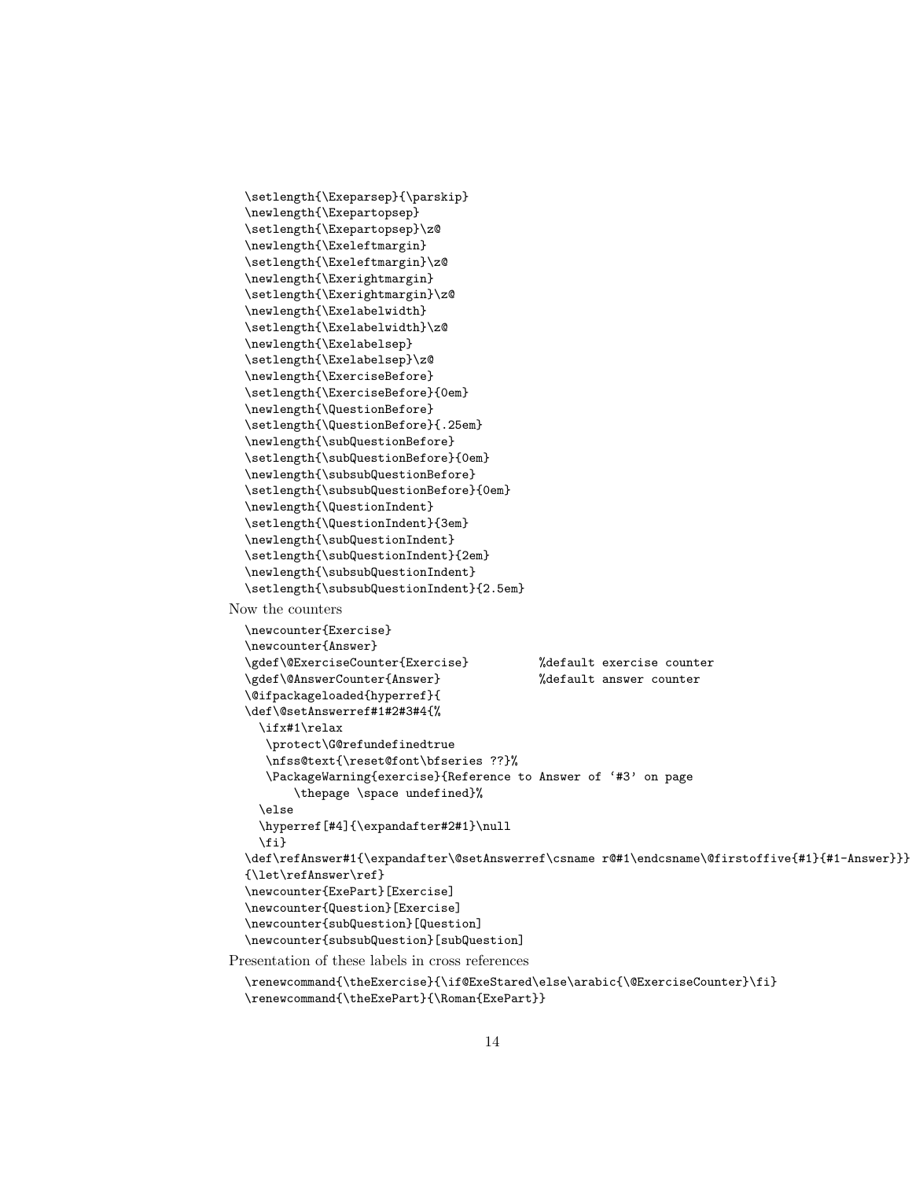```
\setlength{\Exeparsep}{\parskip}
\newlength{\Exepartopsep}
\setlength{\Exepartopsep}\z@
\newlength{\Exeleftmargin}
\setlength{\Exeleftmargin}\z@
\newlength{\Exerightmargin}
\setlength{\Exerightmargin}\z@
\newlength{\Exelabelwidth}
\setlength{\Exelabelwidth}\z@
\newlength{\Exelabelsep}
\setlength{\Exelabelsep}\z@
\newlength{\ExerciseBefore}
\setlength{\ExerciseBefore}{0em}
\newlength{\QuestionBefore}
\setlength{\QuestionBefore}{.25em}
\newlength{\subQuestionBefore}
\setlength{\subQuestionBefore}{0em}
\newlength{\subsubQuestionBefore}
\setlength{\subsubQuestionBefore}{0em}
\newlength{\QuestionIndent}
\setlength{\QuestionIndent}{3em}
\newlength{\subQuestionIndent}
\setlength{\subQuestionIndent}{2em}
\newlength{\subsubQuestionIndent}
\setlength{\subsubQuestionIndent}{2.5em}
```

Now the counters

```
\newcounter{Exercise}
\newcounter{Answer}
\gdef\@ExerciseCounter{Exercise}          %default exercise counter
\gdef\@AnswerCounter{Answer}              %default answer counter
\@ifpackageloaded{hyperref}{
\def\@setAnswerref#1#2#3#4{%
  \ifx#1\relax
   \protect\G@refundefinedtrue
   \nfss@text{\reset@font\bfseries ??}%
   \PackageWarning{exercise}{Reference to Answer of `#3' on page
       \thepage \space undefined}%
  \else
  \hyperref[#4]{\expandafter#2#1}\null
  \fi}
\def\refAnswer#1{\expandafter\@setAnswerref\csname r@#1\endcsname\@firstoffive{#1}{#1-Answer}}}
{\let\refAnswer\ref}
\newcounter{ExePart}[Exercise]
\newcounter{Question}[Exercise]
\newcounter{subQuestion}[Question]
\newcounter{subsubQuestion}[subQuestion]
```

Presentation of these labels in cross references

```
\renewcommand{\theExercise}{\if@ExeStared\else\arabic{\@ExerciseCounter}\fi}
\renewcommand{\theExePart}{\Roman{ExePart}}
```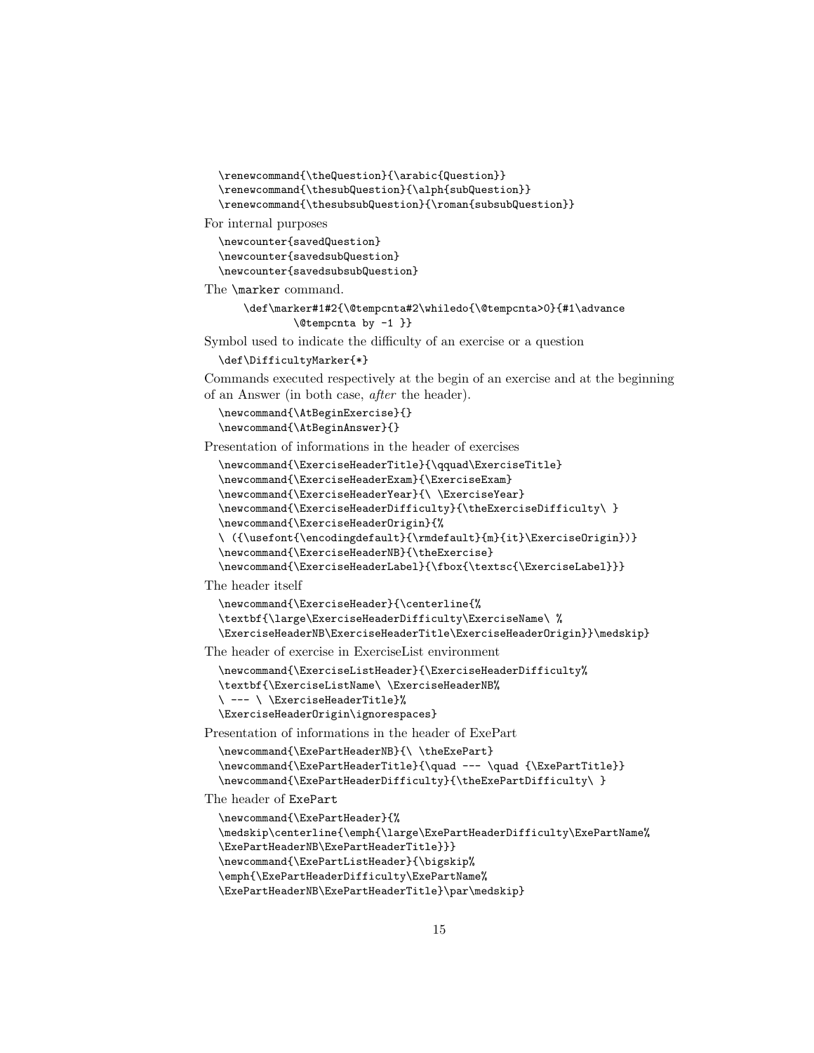```
\renewcommand{\theQuestion}{\arabic{Question}}
\renewcommand{\thesubQuestion}{\alph{subQuestion}}
\renewcommand{\thesubsubQuestion}{\roman{subsubQuestion}}
```

For internal purposes

```
\newcounter{savedQuestion}
\newcounter{savedsubQuestion}
\newcounter{savedsubsubQuestion}
```

The `\marker` command.

```
\def\marker#1#2{\@tempcnta#2\whiledo{\@tempcnta>0}{#1\advance
        \@tempcnta by -1 }}
```

Symbol used to indicate the difficulty of an exercise or a question

```
\def\DifficultyMarker{*}
```

Commands executed respectively at the begin of an exercise and at the beginning of an Answer (in both case, *after* the header).

```
\newcommand{\AtBeginExercise}{}
\newcommand{\AtBeginAnswer}{}
```

Presentation of informations in the header of exercises

```
\newcommand{\ExerciseHeaderTitle}{\qquad\ExerciseTitle}
\newcommand{\ExerciseHeaderExam}{\ExerciseExam}
\newcommand{\ExerciseHeaderYear}{\ \ExerciseYear}
\newcommand{\ExerciseHeaderDifficulty}{\theExerciseDifficulty\ }
\newcommand{\ExerciseHeaderOrigin}{%
\ ({\usefont{\encodingdefault}{\rmdefault}{m}{it}\ExerciseOrigin})}
\newcommand{\ExerciseHeaderNB}{\theExercise}
\newcommand{\ExerciseHeaderLabel}{\fbox{\textsc{\ExerciseLabel}}}
```

The header itself

```
\newcommand{\ExerciseHeader}{\centerline{%
\textbf{\large\ExerciseHeaderDifficulty\ExerciseName\ %
\ExerciseHeaderNB\ExerciseHeaderTitle\ExerciseHeaderOrigin}}\medskip}
```

The header of exercise in ExerciseList environment

```
\newcommand{\ExerciseListHeader}{\ExerciseHeaderDifficulty%
\textbf{\ExerciseListName\ \ExerciseHeaderNB%
\ --- \ \ExerciseHeaderTitle}%
\ExerciseHeaderOrigin\ignorespaces}
```

Presentation of informations in the header of ExePart

```
\newcommand{\ExePartHeaderNB}{\ \theExePart}
\newcommand{\ExePartHeaderTitle}{\quad --- \quad {\ExePartTitle}}
\newcommand{\ExePartHeaderDifficulty}{\theExePartDifficulty\ }
```

The header of `ExePart`

```
\newcommand{\ExePartHeader}{%
\medskip\centerline{\emph{\large\ExePartHeaderDifficulty\ExePartName%
\ExePartHeaderNB\ExePartHeaderTitle}}}
\newcommand{\ExePartListHeader}{\bigskip%
\emph{\ExePartHeaderDifficulty\ExePartName%
\ExePartHeaderNB\ExePartHeaderTitle}\par\medskip}
```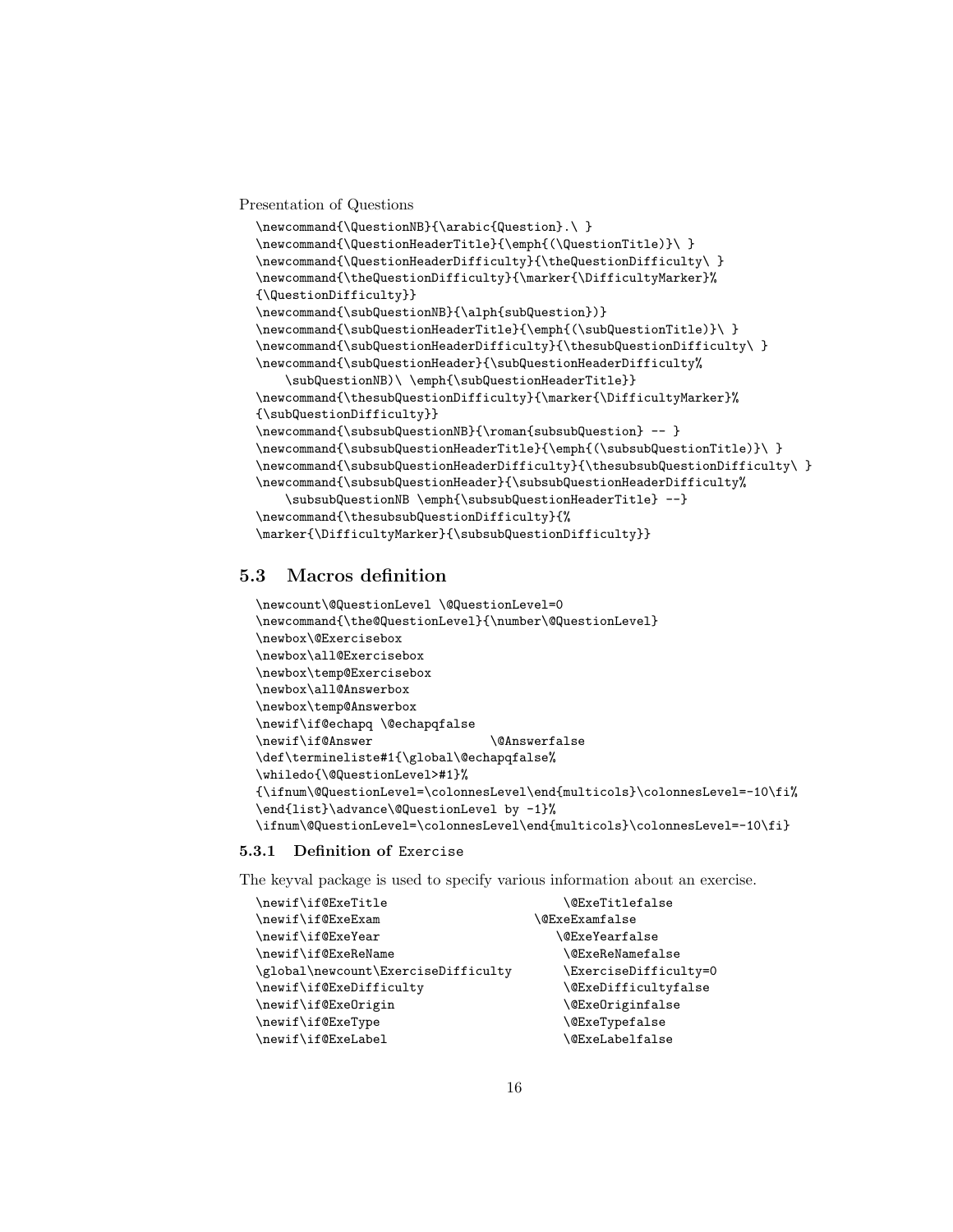Presentation of Questions

```
\newcommand{\QuestionNB}{\arabic{Question}.\ }
\newcommand{\QuestionHeaderTitle}{\emph{(\QuestionTitle)}\ }
\newcommand{\QuestionHeaderDifficulty}{\theQuestionDifficulty\ }
\newcommand{\theQuestionDifficulty}{\marker{\DifficultyMarker}%
{\QuestionDifficulty}}
\newcommand{\subQuestionNB}{\alph{subQuestion})}
\newcommand{\subQuestionHeaderTitle}{\emph{(\subQuestionTitle)}\ }
\newcommand{\subQuestionHeaderDifficulty}{\thesubQuestionDifficulty\ }
\newcommand{\subQuestionHeader}{\subQuestionHeaderDifficulty%
    \subQuestionNB)\ \emph{\subQuestionHeaderTitle}}
\newcommand{\thesubQuestionDifficulty}{\marker{\DifficultyMarker}%
{\subQuestionDifficulty}}
\newcommand{\subsubQuestionNB}{\roman{subsubQuestion} -- }
\newcommand{\subsubQuestionHeaderTitle}{\emph{(\subsubQuestionTitle)}\ }
\newcommand{\subsubQuestionHeaderDifficulty}{\thesubsubQuestionDifficulty\ }
\newcommand{\subsubQuestionHeader}{\subsubQuestionHeaderDifficulty%
    \subsubQuestionNB \emph{\subsubQuestionHeaderTitle} --}
\newcommand{\thesubsubQuestionDifficulty}{%
\marker{\DifficultyMarker}{\subsubQuestionDifficulty}}
```

## 5.3 Macros definition

```
\newcount\@QuestionLevel \@QuestionLevel=0
\newcommand{\the@QuestionLevel}{\number\@QuestionLevel}
\newbox\@Exercisebox
\newbox\all@Exercisebox
\newbox\temp@Exercisebox
\newbox\all@Answerbox
\newbox\temp@Answerbox
\newif\if@echapq \@echapqfalse
\newif\if@Answer                \@Answerfalse
\def\termineliste#1{\global\@echapqfalse%
\whiledo{\@QuestionLevel>#1}%
{\ifnum\@QuestionLevel=\colonnesLevel\end{multicols}\colonnesLevel=-10\fi%
\end{list}\advance\@QuestionLevel by -1}%
\ifnum\@QuestionLevel=\colonnesLevel\end{multicols}\colonnesLevel=-10\fi}
```

### 5.3.1 Definition of Exercise

The keyval package is used to specify various information about an exercise.

```
\newif\if@ExeTitle                        \@ExeTitlefalse
\newif\if@ExeExam                     \@ExeExamfalse
\newif\if@ExeYear                        \@ExeYearfalse
\newif\if@ExeReName                       \@ExeReNamefalse
\global\newcount\ExerciseDifficulty       \ExerciseDifficulty=0
\newif\if@ExeDifficulty                   \@ExeDifficultyfalse
\newif\if@ExeOrigin                       \@ExeOriginfalse
\newif\if@ExeType                         \@ExeTypefalse
\newif\if@ExeLabel                        \@ExeLabelfalse
```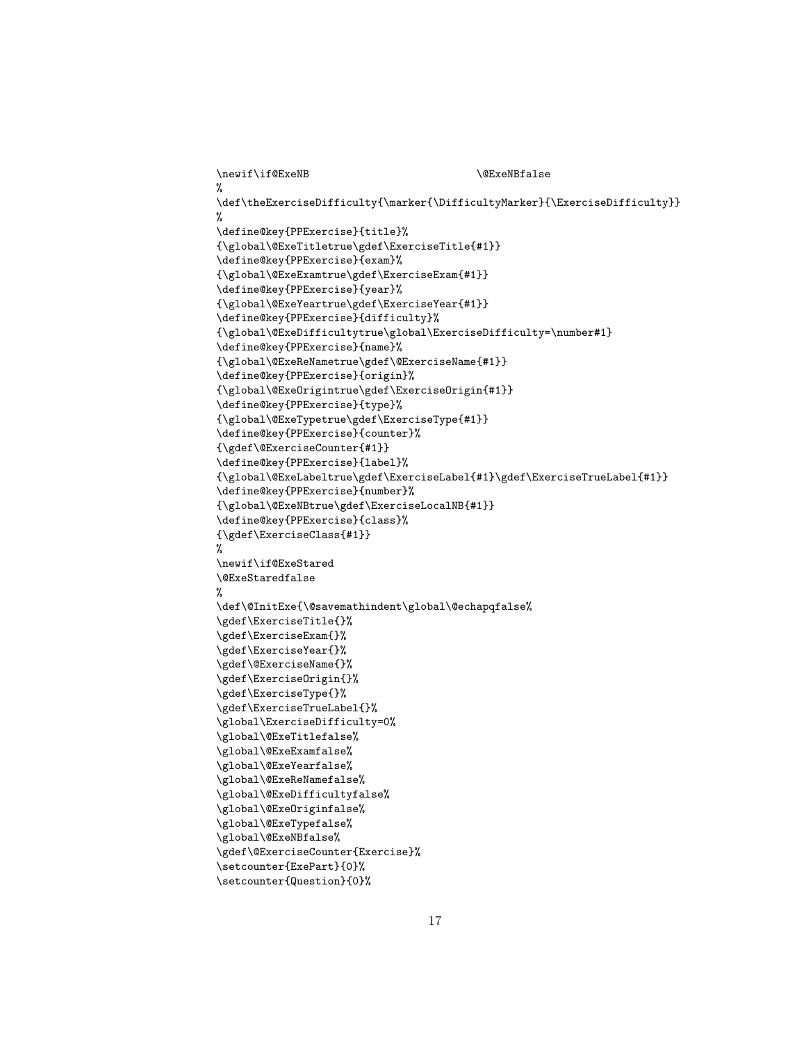```
\newif\if@ExeNB                          \@ExeNBfalse
%
\def\theExerciseDifficulty{\marker{\DifficultyMarker}{\ExerciseDifficulty}}
%
\define@key{PPExercise}{title}%
{\global\@ExeTitletrue\gdef\ExerciseTitle{#1}}
\define@key{PPExercise}{exam}%
{\global\@ExeExamtrue\gdef\ExerciseExam{#1}}
\define@key{PPExercise}{year}%
{\global\@ExeYeartrue\gdef\ExerciseYear{#1}}
\define@key{PPExercise}{difficulty}%
{\global\@ExeDifficultytrue\global\ExerciseDifficulty=\number#1}
\define@key{PPExercise}{name}%
{\global\@ExeReNametrue\gdef\@ExerciseName{#1}}
\define@key{PPExercise}{origin}%
{\global\@ExeOrigintrue\gdef\ExerciseOrigin{#1}}
\define@key{PPExercise}{type}%
{\global\@ExeTypetrue\gdef\ExerciseType{#1}}
\define@key{PPExercise}{counter}%
{\gdef\@ExerciseCounter{#1}}
\define@key{PPExercise}{label}%
{\global\@ExeLabeltrue\gdef\ExerciseLabel{#1}\gdef\ExerciseTrueLabel{#1}}
\define@key{PPExercise}{number}%
{\global\@ExeNBtrue\gdef\ExerciseLocalNB{#1}}
\define@key{PPExercise}{class}%
{\gdef\ExerciseClass{#1}}
%
\newif\if@ExeStared
\@ExeStaredfalse
%
\def\@InitExe{\@savemathindent\global\@echapqfalse%
\gdef\ExerciseTitle{}%
\gdef\ExerciseExam{}%
\gdef\ExerciseYear{}%
\gdef\@ExerciseName{}%
\gdef\ExerciseOrigin{}%
\gdef\ExerciseType{}%
\gdef\ExerciseTrueLabel{}%
\global\ExerciseDifficulty=0%
\global\@ExeTitlefalse%
\global\@ExeExamfalse%
\global\@ExeYearfalse%
\global\@ExeReNamefalse%
\global\@ExeDifficultyfalse%
\global\@ExeOriginfalse%
\global\@ExeTypefalse%
\global\@ExeNBfalse%
\gdef\@ExerciseCounter{Exercise}%
\setcounter{ExePart}{0}%
\setcounter{Question}{0}%
```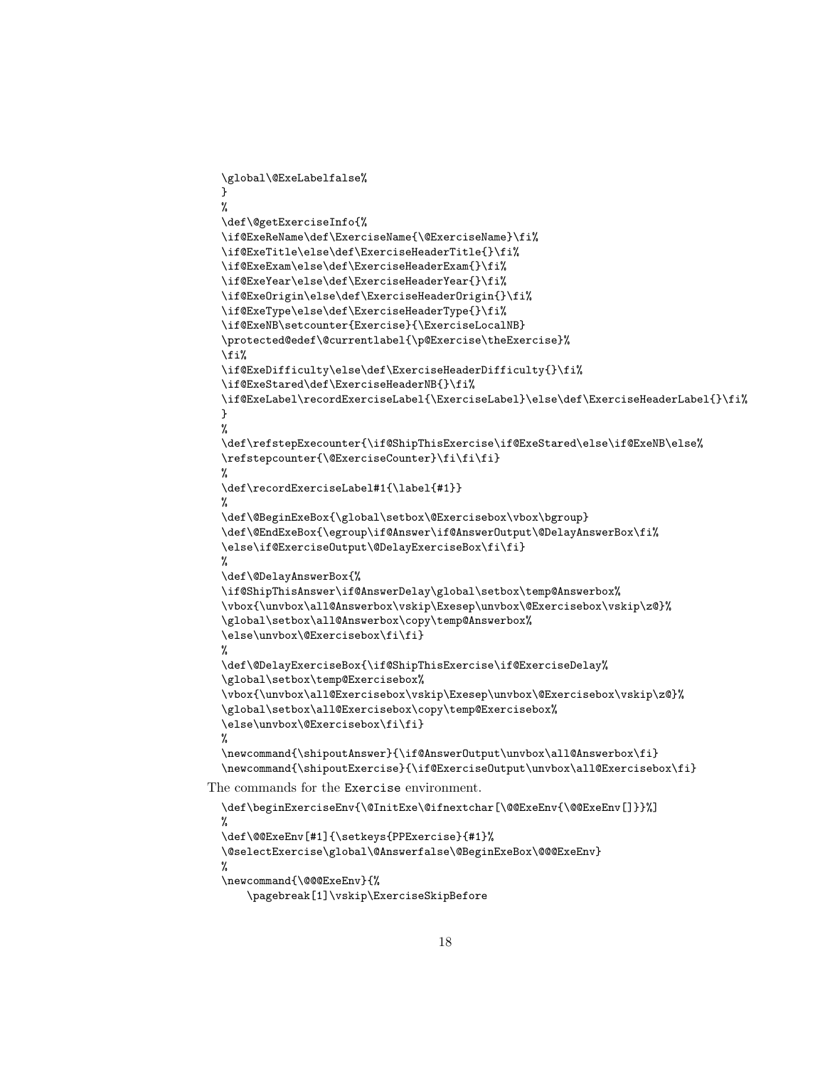```
\global\@ExeLabelfalse%
}
%
\def\@getExerciseInfo{%
\if@ExeReName\def\ExerciseName{\@ExerciseName}\fi%
\if@ExeTitle\else\def\ExerciseHeaderTitle{}\fi%
\if@ExeExam\else\def\ExerciseHeaderExam{}\fi%
\if@ExeYear\else\def\ExerciseHeaderYear{}\fi%
\if@ExeOrigin\else\def\ExerciseHeaderOrigin{}\fi%
\if@ExeType\else\def\ExerciseHeaderType{}\fi%
\if@ExeNB\setcounter{Exercise}{\ExerciseLocalNB}
\protected@edef\@currentlabel{\p@Exercise\theExercise}%
\fi%
\if@ExeDifficulty\else\def\ExerciseHeaderDifficulty{}\fi%
\if@ExeStared\def\ExerciseHeaderNB{}\fi%
\if@ExeLabel\recordExerciseLabel{\ExerciseLabel}\else\def\ExerciseHeaderLabel{}\fi%
}
%
\def\refstepExecounter{\if@ShipThisExercise\if@ExeStared\else\if@ExeNB\else%
\refstepcounter{\@ExerciseCounter}\fi\fi\fi}
%
\def\recordExerciseLabel#1{\label{#1}}
%
\def\@BeginExeBox{\global\setbox\@Exercisebox\vbox\bgroup}
\def\@EndExeBox{\egroup\if@Answer\if@AnswerOutput\@DelayAnswerBox\fi%
\else\if@ExerciseOutput\@DelayExerciseBox\fi\fi}
%
\def\@DelayAnswerBox{%
\if@ShipThisAnswer\if@AnswerDelay\global\setbox\temp@Answerbox%
\vbox{\unvbox\all@Answerbox\vskip\Exesep\unvbox\@Exercisebox\vskip\z@}%
\global\setbox\all@Answerbox\copy\temp@Answerbox%
\else\unvbox\@Exercisebox\fi\fi}
%
\def\@DelayExerciseBox{\if@ShipThisExercise\if@ExerciseDelay%
\global\setbox\temp@Exercisebox%
\vbox{\unvbox\all@Exercisebox\vskip\Exesep\unvbox\@Exercisebox\vskip\z@}%
\global\setbox\all@Exercisebox\copy\temp@Exercisebox%
\else\unvbox\@Exercisebox\fi\fi}
%
\newcommand{\shipoutAnswer}{\if@AnswerOutput\unvbox\all@Answerbox\fi}
\newcommand{\shipoutExercise}{\if@ExerciseOutput\unvbox\all@Exercisebox\fi}
```

The commands for the Exercise environment.

```
\def\beginExerciseEnv{\@InitExe\@ifnextchar[\@@ExeEnv{\@@ExeEnv[]}}%]
%
\def\@@ExeEnv[#1]{\setkeys{PPExercise}{#1}%
\@selectExercise\global\@Answerfalse\@BeginExeBox\@@@ExeEnv}
%
\newcommand{\@@@ExeEnv}{%
    \pagebreak[1]\vskip\ExerciseSkipBefore
```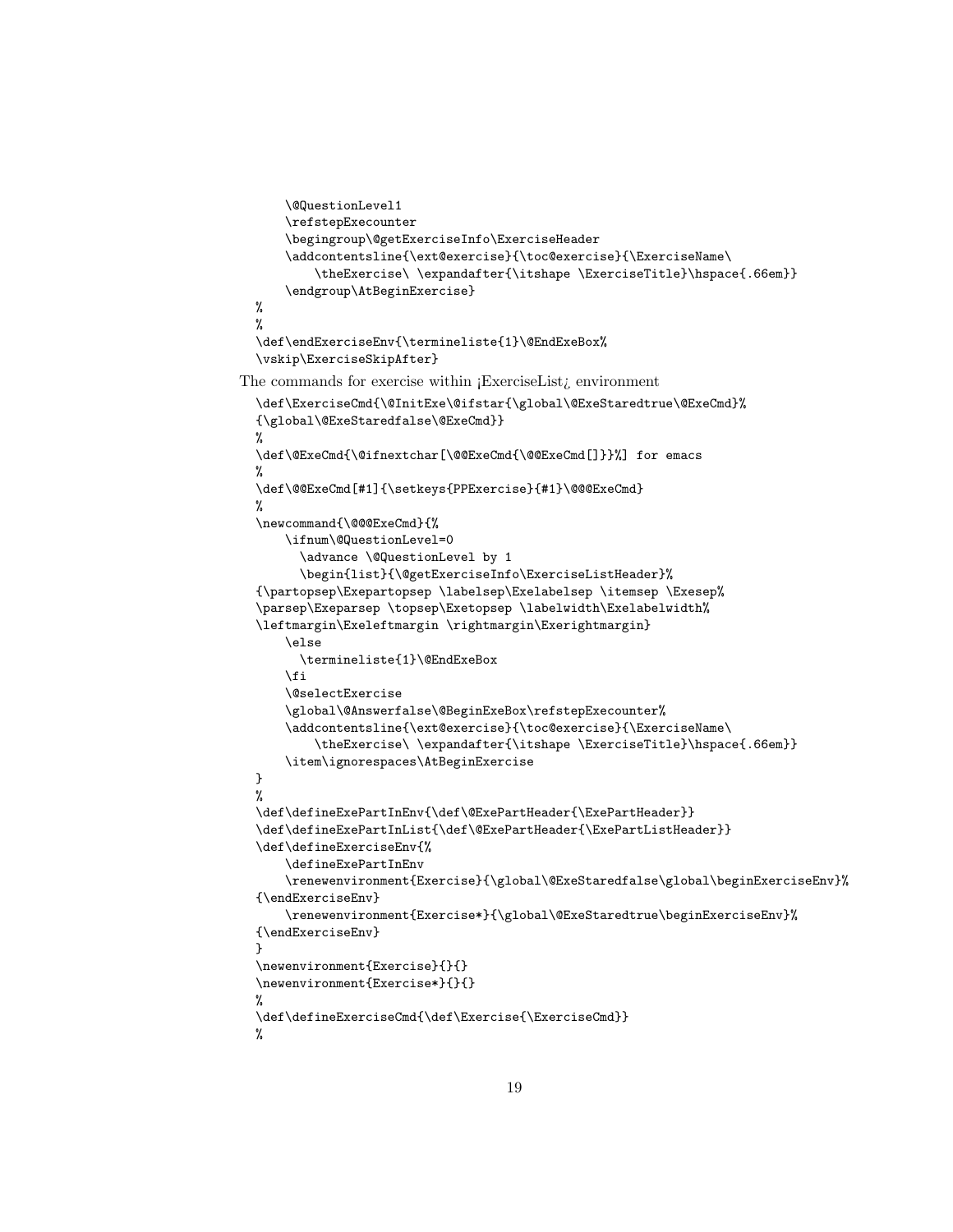```
    \@QuestionLevel1
    \refstepExecounter
    \begingroup\@getExerciseInfo\ExerciseHeader
    \addcontentsline{\ext@exercise}{\toc@exercise}{\ExerciseName\
        \theExercise\ \expandafter{\itshape \ExerciseTitle}\hspace{.66em}}
    \endgroup\AtBeginExercise}
%
%
\def\endExerciseEnv{\termineliste{1}\@EndExeBox%
\vskip\ExerciseSkipAfter}
```

The commands for exercise within ¡ExerciseList¿ environment

```
\def\ExerciseCmd{\@InitExe\@ifstar{\global\@ExeStaredtrue\@ExeCmd}%
{\global\@ExeStaredfalse\@ExeCmd}}
%
\def\@ExeCmd{\@ifnextchar[\@@ExeCmd{\@@ExeCmd[]}}%] for emacs
%
\def\@@ExeCmd[#1]{\setkeys{PPExercise}{#1}\@@@ExeCmd}
%
\newcommand{\@@@ExeCmd}{%
    \ifnum\@QuestionLevel=0
      \advance \@QuestionLevel by 1
      \begin{list}{\@getExerciseInfo\ExerciseListHeader}%
{\partopsep\Exepartopsep \labelsep\Exelabelsep \itemsep \Exesep%
\parsep\Exeparsep \topsep\Exetopsep \labelwidth\Exelabelwidth%
\leftmargin\Exeleftmargin \rightmargin\Exerightmargin}
    \else
      \termineliste{1}\@EndExeBox
    \fi
    \@selectExercise
    \global\@Answerfalse\@BeginExeBox\refstepExecounter%
    \addcontentsline{\ext@exercise}{\toc@exercise}{\ExerciseName\
        \theExercise\ \expandafter{\itshape \ExerciseTitle}\hspace{.66em}}
    \item\ignorespaces\AtBeginExercise
}
%
\def\defineExePartInEnv{\def\@ExePartHeader{\ExePartHeader}}
\def\defineExePartInList{\def\@ExePartHeader{\ExePartListHeader}}
\def\defineExerciseEnv{%
    \defineExePartInEnv
    \renewenvironment{Exercise}{\global\@ExeStaredfalse\global\beginExerciseEnv}%
{\endExerciseEnv}
    \renewenvironment{Exercise*}{\global\@ExeStaredtrue\beginExerciseEnv}%
{\endExerciseEnv}
}
\newenvironment{Exercise}{}{}
\newenvironment{Exercise*}{}{}
%
\def\defineExerciseCmd{\def\Exercise{\ExerciseCmd}}
%
```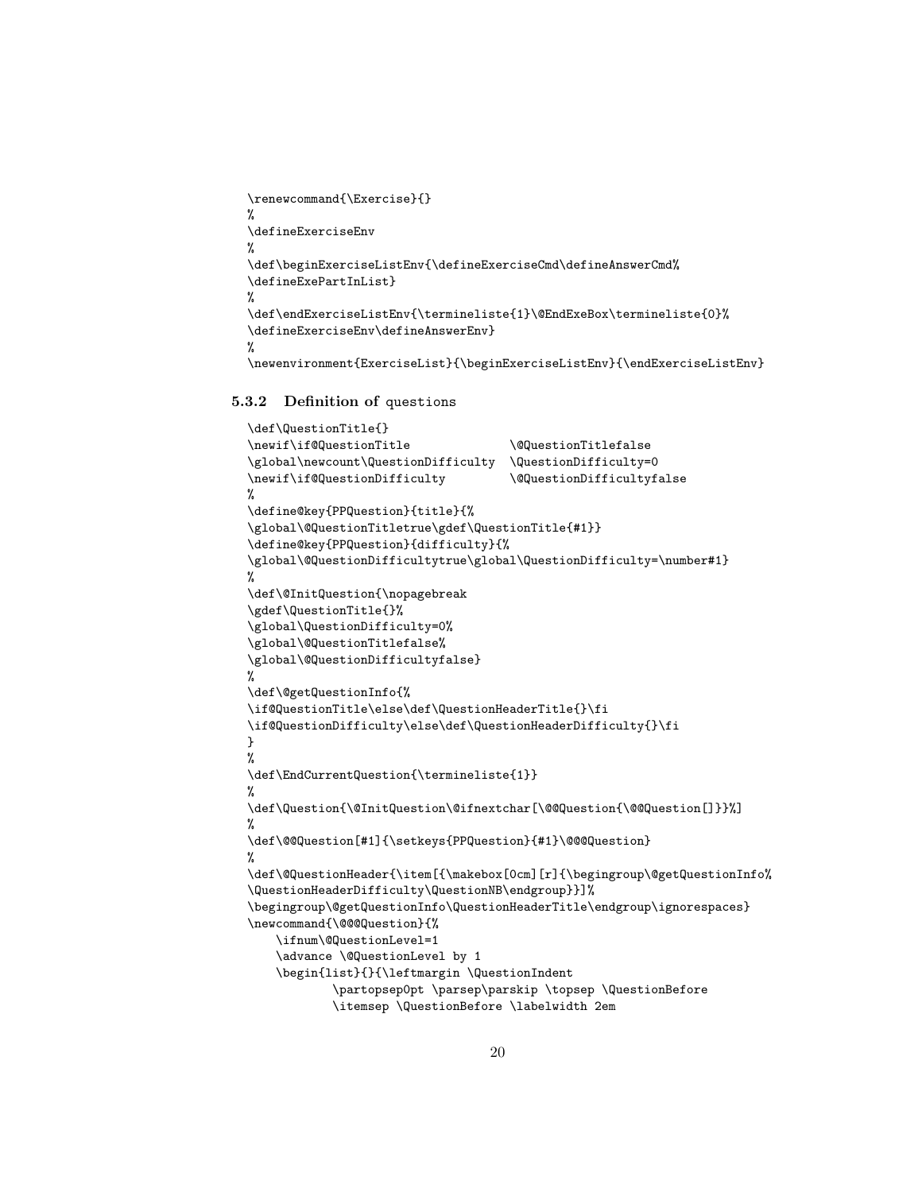```
\renewcommand{\Exercise}{}
%
\defineExerciseEnv
%
\def\beginExerciseListEnv{\defineExerciseCmd\defineAnswerCmd%
\defineExePartInList}
%
\def\endExerciseListEnv{\termineliste{1}\@EndExeBox\termineliste{0}%
\defineExerciseEnv\defineAnswerEnv}
%
\newenvironment{ExerciseList}{\beginExerciseListEnv}{\endExerciseListEnv}
```

### 5.3.2 Definition of `questions`

```
\def\QuestionTitle{}
\newif\if@QuestionTitle              \@QuestionTitlefalse
\global\newcount\QuestionDifficulty  \QuestionDifficulty=0
\newif\if@QuestionDifficulty         \@QuestionDifficultyfalse
%
\define@key{PPQuestion}{title}{%
\global\@QuestionTitletrue\gdef\QuestionTitle{#1}}
\define@key{PPQuestion}{difficulty}{%
\global\@QuestionDifficultytrue\global\QuestionDifficulty=\number#1}
%
\def\@InitQuestion{\nopagebreak
\gdef\QuestionTitle{}%
\global\QuestionDifficulty=0%
\global\@QuestionTitlefalse%
\global\@QuestionDifficultyfalse}
%
\def\@getQuestionInfo{%
\if@QuestionTitle\else\def\QuestionHeaderTitle{}\fi
\if@QuestionDifficulty\else\def\QuestionHeaderDifficulty{}\fi
}
%
\def\EndCurrentQuestion{\termineliste{1}}
%
\def\Question{\@InitQuestion\@ifnextchar[\@@Question{\@@Question[]}}%]
%
\def\@@Question[#1]{\setkeys{PPQuestion}{#1}\@@@Question}
%
\def\@QuestionHeader{\item[{\makebox[0cm][r]{\begingroup\@getQuestionInfo%
\QuestionHeaderDifficulty\QuestionNB\endgroup}}]%
\begingroup\@getQuestionInfo\QuestionHeaderTitle\endgroup\ignorespaces}
\newcommand{\@@@Question}{%
    \ifnum\@QuestionLevel=1
    \advance \@QuestionLevel by 1
    \begin{list}{}{\leftmargin \QuestionIndent
            \partopsep0pt \parsep\parskip \topsep \QuestionBefore
            \itemsep \QuestionBefore \labelwidth 2em
```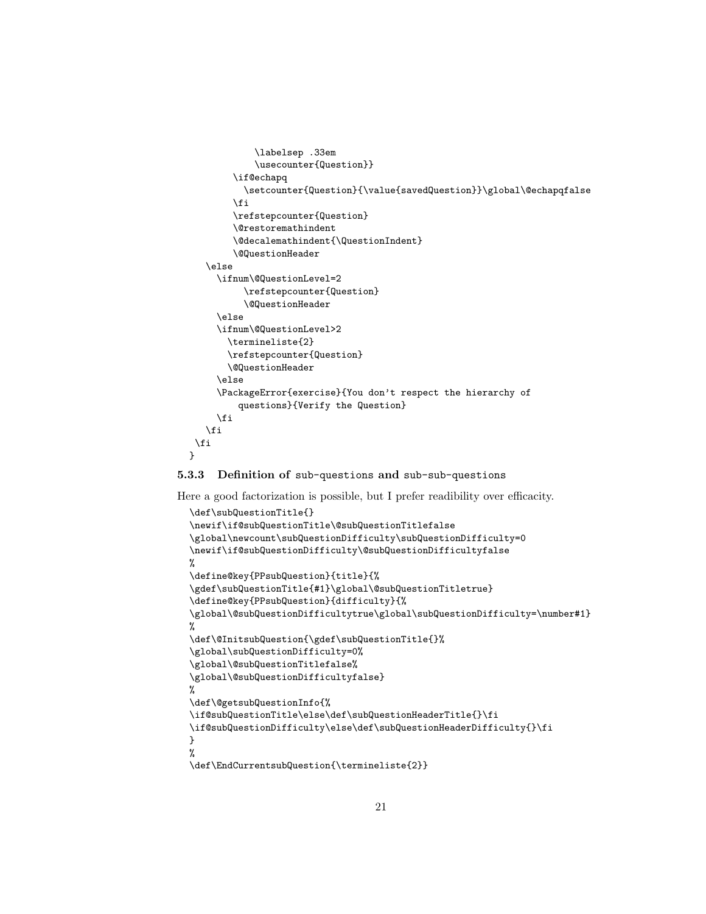```
            \labelsep .33em
            \usecounter{Question}}
        \if@echapq
          \setcounter{Question}{\value{savedQuestion}}\global\@echapqfalse
        \fi
        \refstepcounter{Question}
        \@restoremathindent
        \@decalemathindent{\QuestionIndent}
        \@QuestionHeader
    \else
      \ifnum\@QuestionLevel=2
          \refstepcounter{Question}
          \@QuestionHeader
      \else
      \ifnum\@QuestionLevel>2
        \termineliste{2}
        \refstepcounter{Question}
        \@QuestionHeader
      \else
      \PackageError{exercise}{You don't respect the hierarchy of
          questions}{Verify the Question}
      \fi
    \fi
  \fi
}
```

### 5.3.3 Definition of `sub-questions` and `sub-sub-questions`

Here a good factorization is possible, but I prefer readibility over efficacity.

```
\def\subQuestionTitle{}
\newif\if@subQuestionTitle\@subQuestionTitlefalse
\global\newcount\subQuestionDifficulty\subQuestionDifficulty=0
\newif\if@subQuestionDifficulty\@subQuestionDifficultyfalse
%
\define@key{PPsubQuestion}{title}{%
\gdef\subQuestionTitle{#1}\global\@subQuestionTitletrue}
\define@key{PPsubQuestion}{difficulty}{%
\global\@subQuestionDifficultytrue\global\subQuestionDifficulty=\number#1}
%
\def\@InitsubQuestion{\gdef\subQuestionTitle{}%
\global\subQuestionDifficulty=0%
\global\@subQuestionTitlefalse%
\global\@subQuestionDifficultyfalse}
%
\def\@getsubQuestionInfo{%
\if@subQuestionTitle\else\def\subQuestionHeaderTitle{}\fi
\if@subQuestionDifficulty\else\def\subQuestionHeaderDifficulty{}\fi
}
%
\def\EndCurrentsubQuestion{\termineliste{2}}
```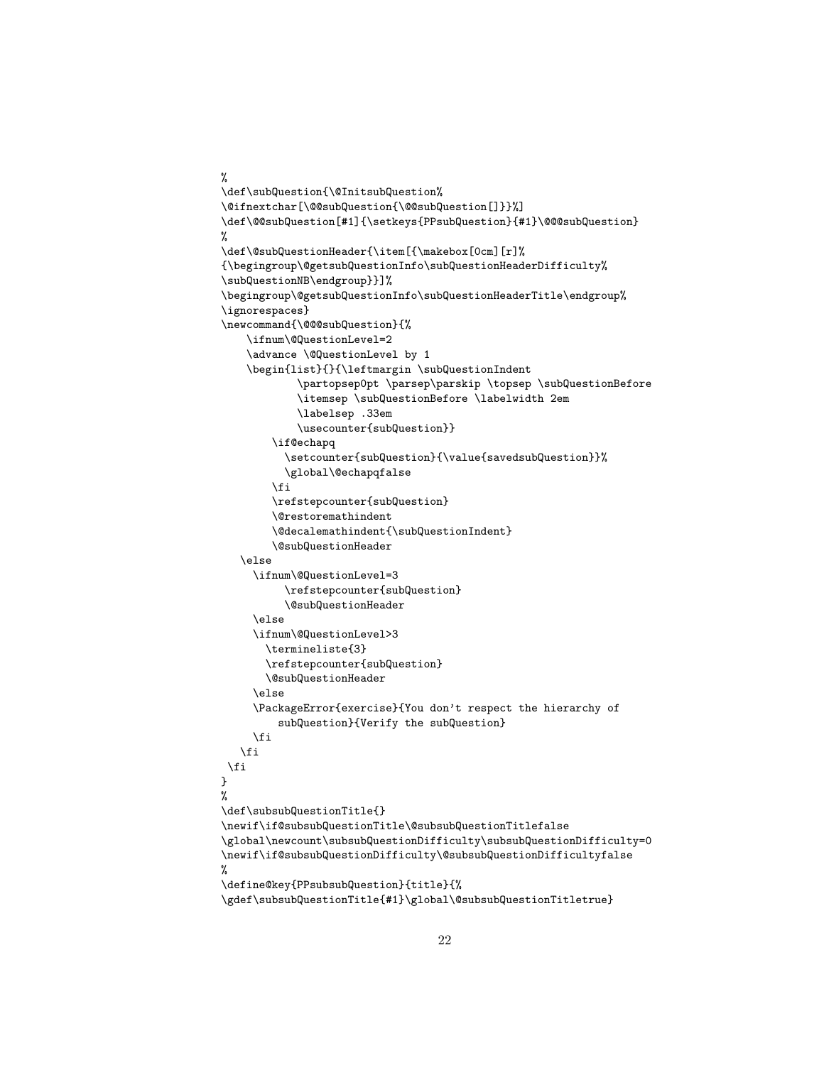```
%
\def\subQuestion{\@InitsubQuestion%
\@ifnextchar[\@@subQuestion{\@@subQuestion[]}}%]
\def\@@subQuestion[#1]{\setkeys{PPsubQuestion}{#1}\@@@subQuestion}
%
\def\@subQuestionHeader{\item[{\makebox[0cm][r]%
{\begingroup\@getsubQuestionInfo\subQuestionHeaderDifficulty%
\subQuestionNB\endgroup}}]%
\begingroup\@getsubQuestionInfo\subQuestionHeaderTitle\endgroup%
\ignorespaces}
\newcommand{\@@@subQuestion}{%
    \ifnum\@QuestionLevel=2
    \advance \@QuestionLevel by 1
    \begin{list}{}{\leftmargin \subQuestionIndent
            \partopsep0pt \parsep\parskip \topsep \subQuestionBefore
            \itemsep \subQuestionBefore \labelwidth 2em
            \labelsep .33em
            \usecounter{subQuestion}}
        \if@echapq
          \setcounter{subQuestion}{\value{savedsubQuestion}}%
          \global\@echapqfalse
        \fi
        \refstepcounter{subQuestion}
        \@restoremathindent
        \@decalemathindent{\subQuestionIndent}
        \@subQuestionHeader
   \else
     \ifnum\@QuestionLevel=3
          \refstepcounter{subQuestion}
          \@subQuestionHeader
     \else
     \ifnum\@QuestionLevel>3
       \termineliste{3}
       \refstepcounter{subQuestion}
       \@subQuestionHeader
     \else
     \PackageError{exercise}{You don't respect the hierarchy of
         subQuestion}{Verify the subQuestion}
     \fi
   \fi
 \fi
}
%
\def\subsubQuestionTitle{}
\newif\if@subsubQuestionTitle\@subsubQuestionTitlefalse
\global\newcount\subsubQuestionDifficulty\subsubQuestionDifficulty=0
\newif\if@subsubQuestionDifficulty\@subsubQuestionDifficultyfalse
%
\define@key{PPsubsubQuestion}{title}{%
\gdef\subsubQuestionTitle{#1}\global\@subsubQuestionTitletrue}
```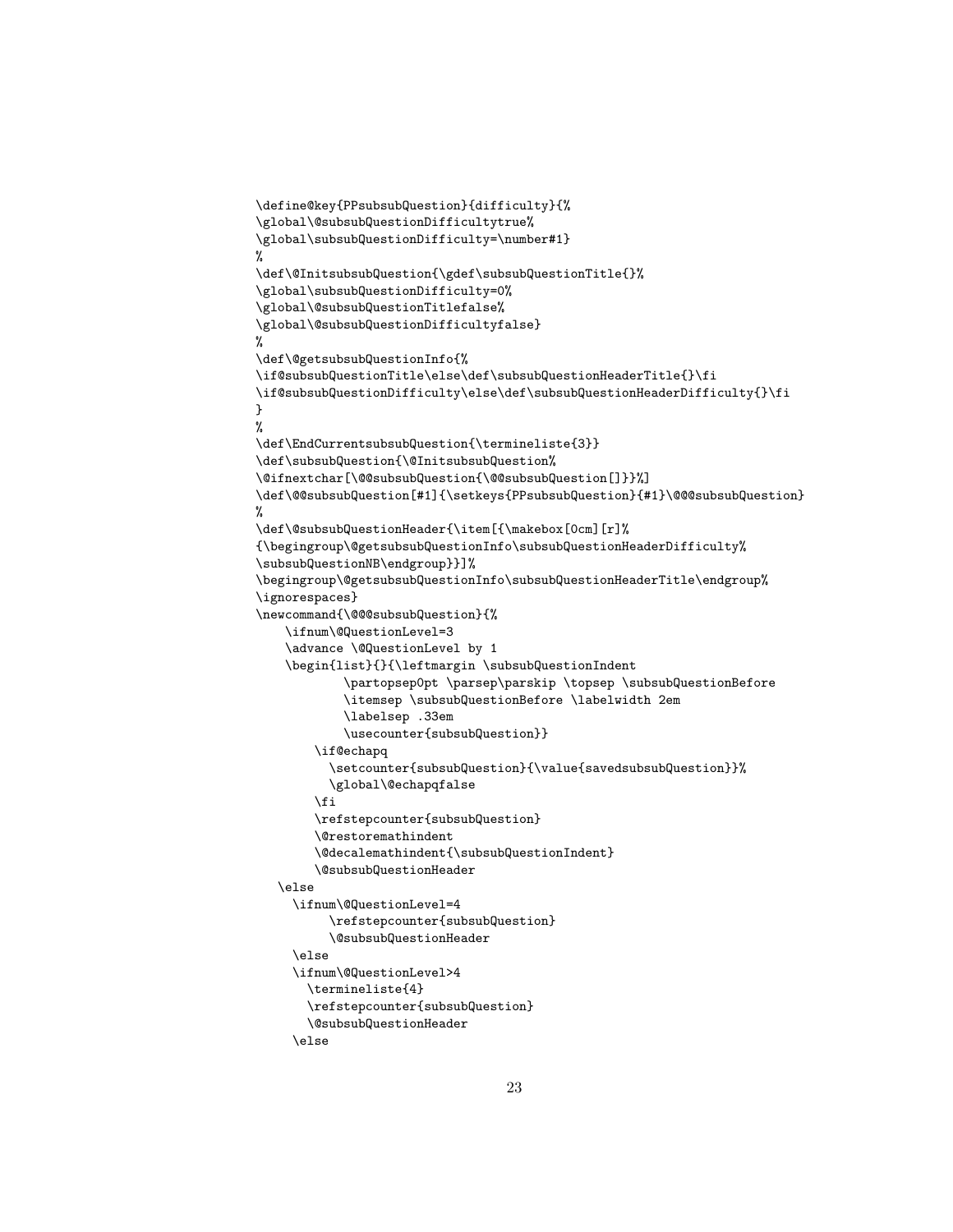```
\define@key{PPsubsubQuestion}{difficulty}{%
\global\@subsubQuestionDifficultytrue%
\global\subsubQuestionDifficulty=\number#1}
%
\def\@InitsubsubQuestion{\gdef\subsubQuestionTitle{}%
\global\subsubQuestionDifficulty=0%
\global\@subsubQuestionTitlefalse%
\global\@subsubQuestionDifficultyfalse}
%
\def\@getsubsubQuestionInfo{%
\if@subsubQuestionTitle\else\def\subsubQuestionHeaderTitle{}\fi
\if@subsubQuestionDifficulty\else\def\subsubQuestionHeaderDifficulty{}\fi
}
%
\def\EndCurrentsubsubQuestion{\termineliste{3}}
\def\subsubQuestion{\@InitsubsubQuestion%
\@ifnextchar[\@@subsubQuestion{\@@subsubQuestion[]}}%]
\def\@@subsubQuestion[#1]{\setkeys{PPsubsubQuestion}{#1}\@@@subsubQuestion}
%
\def\@subsubQuestionHeader{\item[{\makebox[0cm][r]%
{\begingroup\@getsubsubQuestionInfo\subsubQuestionHeaderDifficulty%
\subsubQuestionNB\endgroup}}]%
\begingroup\@getsubsubQuestionInfo\subsubQuestionHeaderTitle\endgroup%
\ignorespaces}
\newcommand{\@@@subsubQuestion}{%
    \ifnum\@QuestionLevel=3
    \advance \@QuestionLevel by 1
    \begin{list}{}{\leftmargin \subsubQuestionIndent
            \partopsep0pt \parsep\parskip \topsep \subsubQuestionBefore
            \itemsep \subsubQuestionBefore \labelwidth 2em
            \labelsep .33em
            \usecounter{subsubQuestion}}
        \if@echapq
          \setcounter{subsubQuestion}{\value{savedsubsubQuestion}}%
          \global\@echapqfalse
        \fi
        \refstepcounter{subsubQuestion}
        \@restoremathindent
        \@decalemathindent{\subsubQuestionIndent}
        \@subsubQuestionHeader
   \else
     \ifnum\@QuestionLevel=4
          \refstepcounter{subsubQuestion}
          \@subsubQuestionHeader
     \else
     \ifnum\@QuestionLevel>4
       \termineliste{4}
       \refstepcounter{subsubQuestion}
       \@subsubQuestionHeader
     \else
```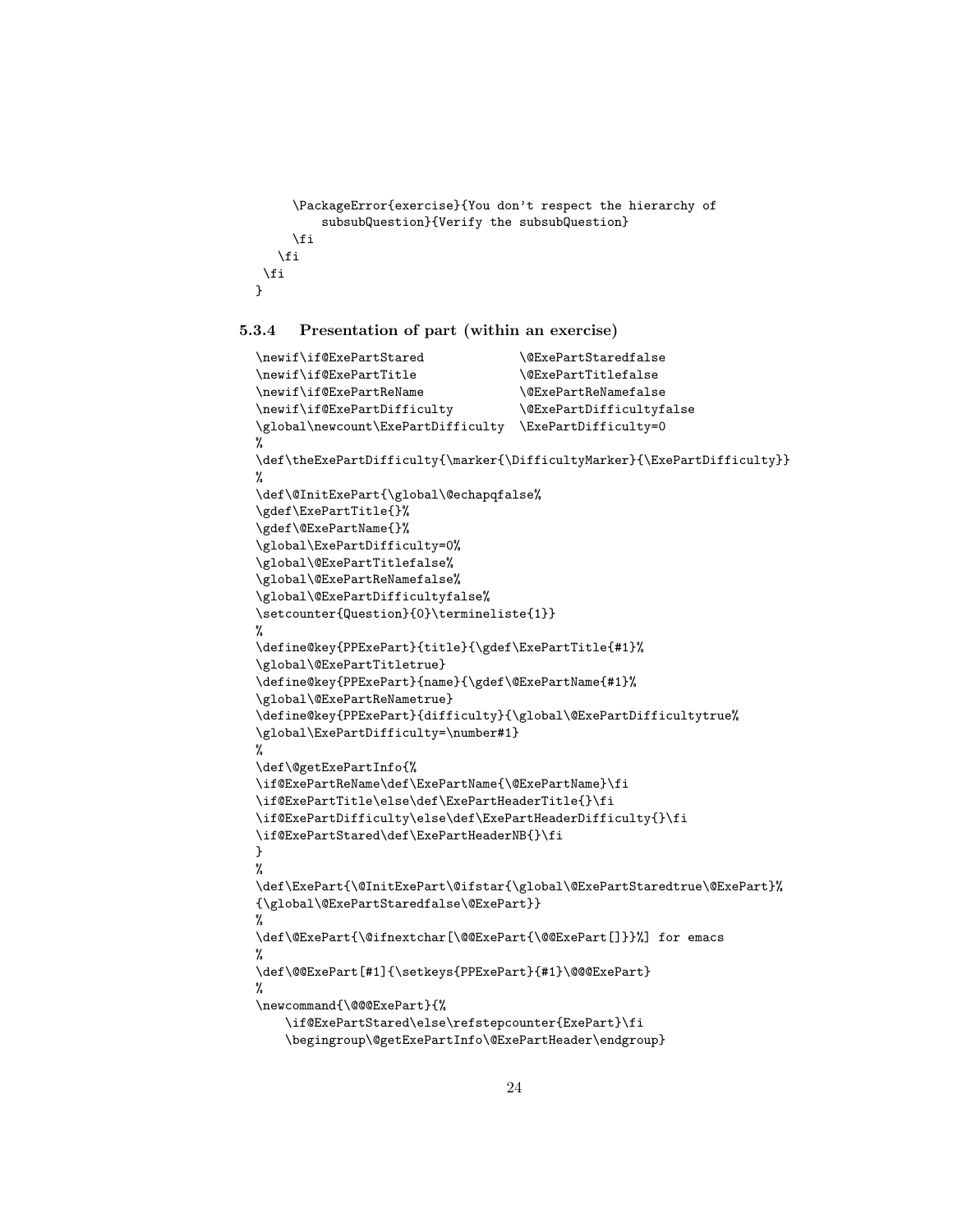```
    \PackageError{exercise}{You don't respect the hierarchy of
        subsubQuestion}{Verify the subsubQuestion}
    \fi
  \fi
 \fi
}
```

### 5.3.4 Presentation of part (within an exercise)

```
\newif\if@ExePartStared             \@ExePartStaredfalse
\newif\if@ExePartTitle              \@ExePartTitlefalse
\newif\if@ExePartReName             \@ExePartReNamefalse
\newif\if@ExePartDifficulty         \@ExePartDifficultyfalse
\global\newcount\ExePartDifficulty  \ExePartDifficulty=0
%
\def\theExePartDifficulty{\marker{\DifficultyMarker}{\ExePartDifficulty}}
%
\def\@InitExePart{\global\@echapqfalse%
\gdef\ExePartTitle{}%
\gdef\@ExePartName{}%
\global\ExePartDifficulty=0%
\global\@ExePartTitlefalse%
\global\@ExePartReNamefalse%
\global\@ExePartDifficultyfalse%
\setcounter{Question}{0}\termineliste{1}}
%
\define@key{PPExePart}{title}{\gdef\ExePartTitle{#1}%
\global\@ExePartTitletrue}
\define@key{PPExePart}{name}{\gdef\@ExePartName{#1}%
\global\@ExePartReNametrue}
\define@key{PPExePart}{difficulty}{\global\@ExePartDifficultytrue%
\global\ExePartDifficulty=\number#1}
%
\def\@getExePartInfo{%
\if@ExePartReName\def\ExePartName{\@ExePartName}\fi
\if@ExePartTitle\else\def\ExePartHeaderTitle{}\fi
\if@ExePartDifficulty\else\def\ExePartHeaderDifficulty{}\fi
\if@ExePartStared\def\ExePartHeaderNB{}\fi
}
%
\def\ExePart{\@InitExePart\@ifstar{\global\@ExePartStaredtrue\@ExePart}%
{\global\@ExePartStaredfalse\@ExePart}}
%
\def\@ExePart{\@ifnextchar[\@@ExePart{\@@ExePart[]}}%] for emacs
%
\def\@@ExePart[#1]{\setkeys{PPExePart}{#1}\@@@ExePart}
%
\newcommand{\@@@ExePart}{%
    \if@ExePartStared\else\refstepcounter{ExePart}\fi
    \begingroup\@getExePartInfo\@ExePartHeader\endgroup}
```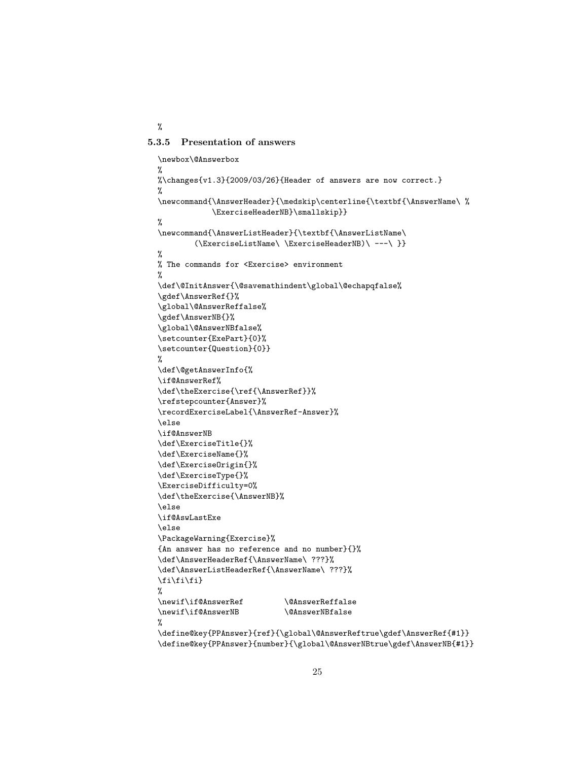```
%
```

### 5.3.5 Presentation of answers

```
\newbox\@Answerbox
%
%\changes{v1.3}{2009/03/26}{Header of answers are now correct.}
%
\newcommand{\AnswerHeader}{\medskip\centerline{\textbf{\AnswerName\ %
            \ExerciseHeaderNB}\smallskip}}
%
\newcommand{\AnswerListHeader}{\textbf{\AnswerListName\
        (\ExerciseListName\ \ExerciseHeaderNB)\ ---\ }}
%
% The commands for <Exercise> environment
%
\def\@InitAnswer{\@savemathindent\global\@echapqfalse%
\gdef\AnswerRef{}%
\global\@AnswerReffalse%
\gdef\AnswerNB{}%
\global\@AnswerNBfalse%
\setcounter{ExePart}{0}%
\setcounter{Question}{0}}
%
\def\@getAnswerInfo{%
\if@AnswerRef%
\def\theExercise{\ref{\AnswerRef}}%
\refstepcounter{Answer}%
\recordExerciseLabel{\AnswerRef-Answer}%
\else
\if@AnswerNB
\def\ExerciseTitle{}%
\def\ExerciseName{}%
\def\ExerciseOrigin{}%
\def\ExerciseType{}%
\ExerciseDifficulty=0%
\def\theExercise{\AnswerNB}%
\else
\if@AswLastExe
\else
\PackageWarning{Exercise}%
{An answer has no reference and no number}{}%
\def\AnswerHeaderRef{\AnswerName\ ???}%
\def\AnswerListHeaderRef{\AnswerName\ ???}%
\fi\fi\fi}
%
\newif\if@AnswerRef         \@AnswerReffalse
\newif\if@AnswerNB          \@AnswerNBfalse
%
\define@key{PPAnswer}{ref}{\global\@AnswerReftrue\gdef\AnswerRef{#1}}
\define@key{PPAnswer}{number}{\global\@AnswerNBtrue\gdef\AnswerNB{#1}}
```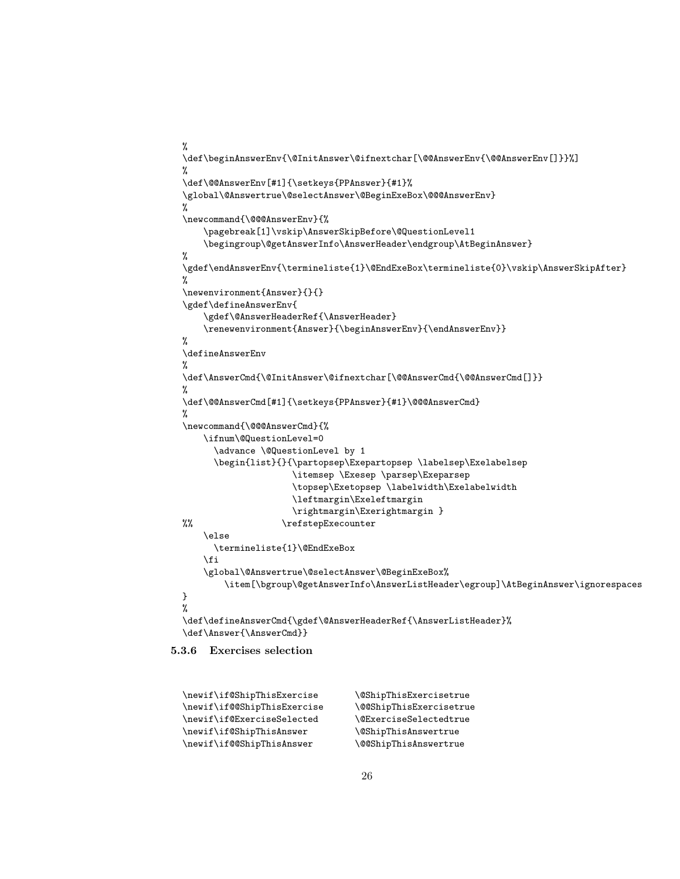```
%
\def\beginAnswerEnv{\@InitAnswer\@ifnextchar[\@@AnswerEnv{\@@AnswerEnv[]}}%]
%
\def\@@AnswerEnv[#1]{\setkeys{PPAnswer}{#1}%
\global\@Answertrue\@selectAnswer\@BeginExeBox\@@@AnswerEnv}
%
\newcommand{\@@@AnswerEnv}{%
    \pagebreak[1]\vskip\AnswerSkipBefore\@QuestionLevel1
    \begingroup\@getAnswerInfo\AnswerHeader\endgroup\AtBeginAnswer}
%
\gdef\endAnswerEnv{\termineliste{1}\@EndExeBox\termineliste{0}\vskip\AnswerSkipAfter}
%
\newenvironment{Answer}{}{}
\gdef\defineAnswerEnv{
    \gdef\@AnswerHeaderRef{\AnswerHeader}
    \renewenvironment{Answer}{\beginAnswerEnv}{\endAnswerEnv}}
%
\defineAnswerEnv
%
\def\AnswerCmd{\@InitAnswer\@ifnextchar[\@@AnswerCmd{\@@AnswerCmd[]}}
%
\def\@@AnswerCmd[#1]{\setkeys{PPAnswer}{#1}\@@@AnswerCmd}
%
\newcommand{\@@@AnswerCmd}{%
    \ifnum\@QuestionLevel=0
      \advance \@QuestionLevel by 1
      \begin{list}{}{\partopsep\Exepartopsep \labelsep\Exelabelsep
                    \itemsep \Exesep \parsep\Exeparsep
                    \topsep\Exetopsep \labelwidth\Exelabelwidth
                    \leftmargin\Exeleftmargin
                    \rightmargin\Exerightmargin }
%%                \refstepExecounter
    \else
      \termineliste{1}\@EndExeBox
    \fi
    \global\@Answertrue\@selectAnswer\@BeginExeBox%
        \item[\bgroup\@getAnswerInfo\AnswerListHeader\egroup]\AtBeginAnswer\ignorespaces
}
%
\def\defineAnswerCmd{\gdef\@AnswerHeaderRef{\AnswerListHeader}%
\def\Answer{\AnswerCmd}}
```

### 5.3.6 Exercises selection

```
\newif\if@ShipThisExercise       \@ShipThisExercisetrue
\newif\if@@ShipThisExercise      \@@ShipThisExercisetrue
\newif\if@ExerciseSelected       \@ExerciseSelectedtrue
\newif\if@ShipThisAnswer         \@ShipThisAnswertrue
\newif\if@@ShipThisAnswer        \@@ShipThisAnswertrue
```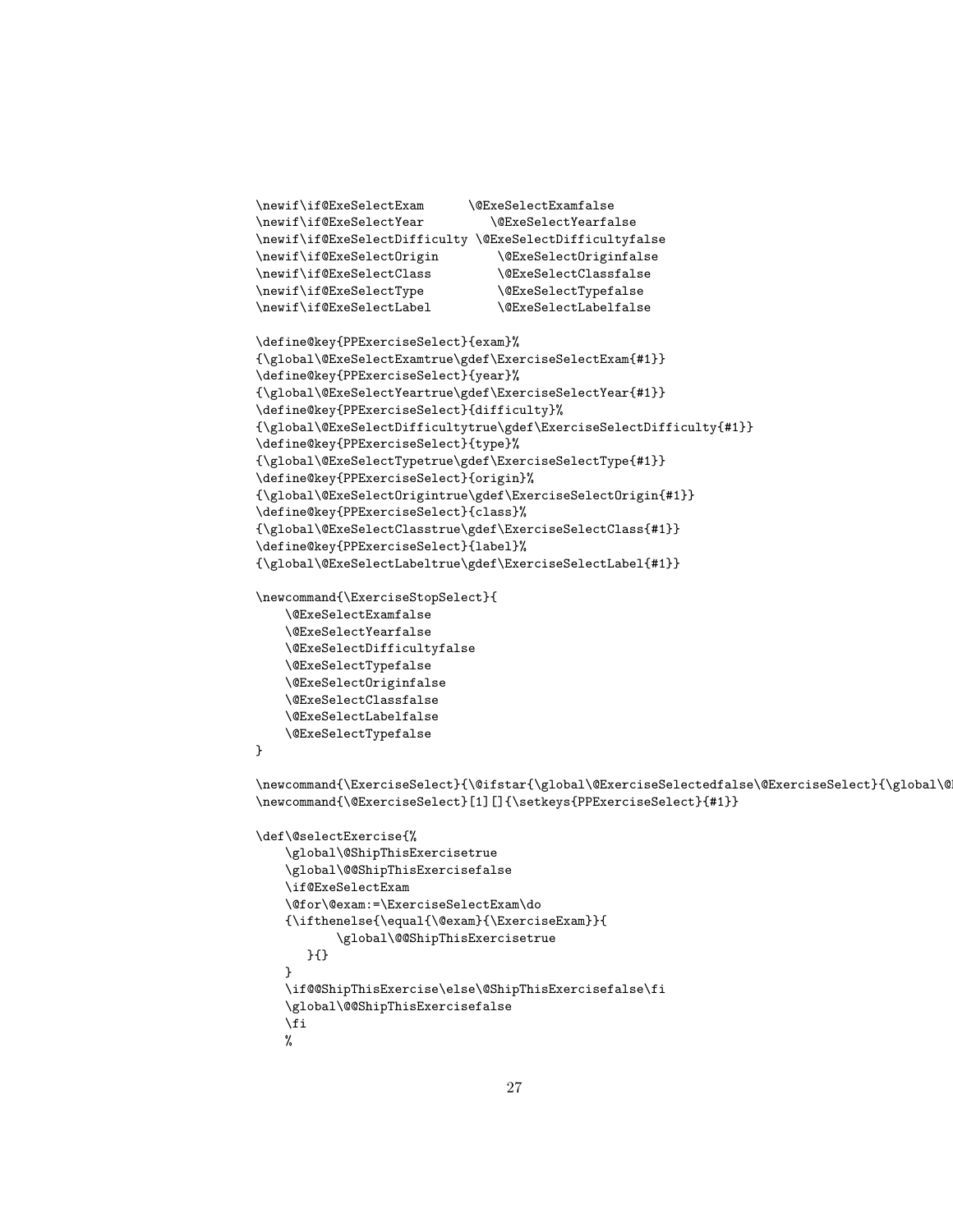```
\newif\if@ExeSelectExam      \@ExeSelectExamfalse
\newif\if@ExeSelectYear         \@ExeSelectYearfalse
\newif\if@ExeSelectDifficulty \@ExeSelectDifficultyfalse
\newif\if@ExeSelectOrigin        \@ExeSelectOriginfalse
\newif\if@ExeSelectClass         \@ExeSelectClassfalse
\newif\if@ExeSelectType          \@ExeSelectTypefalse
\newif\if@ExeSelectLabel         \@ExeSelectLabelfalse

\define@key{PPExerciseSelect}{exam}%
{\global\@ExeSelectExamtrue\gdef\ExerciseSelectExam{#1}}
\define@key{PPExerciseSelect}{year}%
{\global\@ExeSelectYeartrue\gdef\ExerciseSelectYear{#1}}
\define@key{PPExerciseSelect}{difficulty}%
{\global\@ExeSelectDifficultytrue\gdef\ExerciseSelectDifficulty{#1}}
\define@key{PPExerciseSelect}{type}%
{\global\@ExeSelectTypetrue\gdef\ExerciseSelectType{#1}}
\define@key{PPExerciseSelect}{origin}%
{\global\@ExeSelectOrigintrue\gdef\ExerciseSelectOrigin{#1}}
\define@key{PPExerciseSelect}{class}%
{\global\@ExeSelectClasstrue\gdef\ExerciseSelectClass{#1}}
\define@key{PPExerciseSelect}{label}%
{\global\@ExeSelectLabeltrue\gdef\ExerciseSelectLabel{#1}}

\newcommand{\ExerciseStopSelect}{
    \@ExeSelectExamfalse
    \@ExeSelectYearfalse
    \@ExeSelectDifficultyfalse
    \@ExeSelectTypefalse
    \@ExeSelectOriginfalse
    \@ExeSelectClassfalse
    \@ExeSelectLabelfalse
    \@ExeSelectTypefalse
}

\newcommand{\ExerciseSelect}{\@ifstar{\global\@ExerciseSelectedfalse\@ExerciseSelect}{\global\@
\newcommand{\@ExerciseSelect}[1][]{\setkeys{PPExerciseSelect}{#1}}

\def\@selectExercise{%
    \global\@ShipThisExercisetrue
    \global\@@ShipThisExercisefalse
    \if@ExeSelectExam
    \@for\@exam:=\ExerciseSelectExam\do
    {\ifthenelse{\equal{\@exam}{\ExerciseExam}}{
           \global\@@ShipThisExercisetrue
       }{}
    }
    \if@@ShipThisExercise\else\@ShipThisExercisefalse\fi
    \global\@@ShipThisExercisefalse
    \fi
    %
```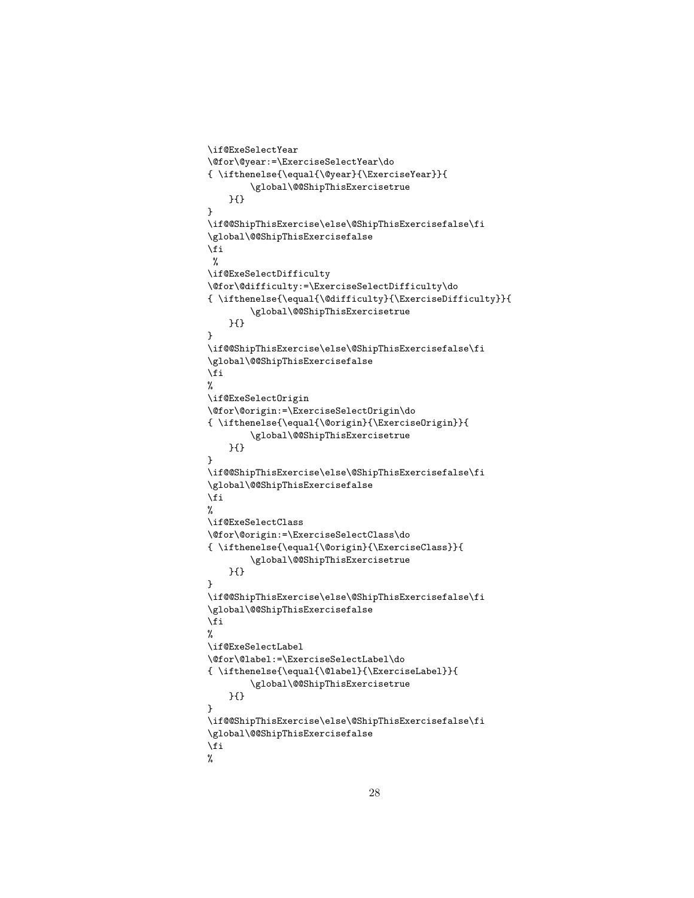```
\if@ExeSelectYear
\@for\@year:=\ExerciseSelectYear\do
{ \ifthenelse{\equal{\@year}{\ExerciseYear}}{
        \global\@@ShipThisExercisetrue
    }{}
}
\if@@ShipThisExercise\else\@ShipThisExercisefalse\fi
\global\@@ShipThisExercisefalse
\fi
 %
\if@ExeSelectDifficulty
\@for\@difficulty:=\ExerciseSelectDifficulty\do
{ \ifthenelse{\equal{\@difficulty}{\ExerciseDifficulty}}{
        \global\@@ShipThisExercisetrue
    }{}
}
\if@@ShipThisExercise\else\@ShipThisExercisefalse\fi
\global\@@ShipThisExercisefalse
\fi
%
\if@ExeSelectOrigin
\@for\@origin:=\ExerciseSelectOrigin\do
{ \ifthenelse{\equal{\@origin}{\ExerciseOrigin}}{
        \global\@@ShipThisExercisetrue
    }{}
}
\if@@ShipThisExercise\else\@ShipThisExercisefalse\fi
\global\@@ShipThisExercisefalse
\fi
%
\if@ExeSelectClass
\@for\@origin:=\ExerciseSelectClass\do
{ \ifthenelse{\equal{\@origin}{\ExerciseClass}}{
        \global\@@ShipThisExercisetrue
    }{}
}
\if@@ShipThisExercise\else\@ShipThisExercisefalse\fi
\global\@@ShipThisExercisefalse
\fi
%
\if@ExeSelectLabel
\@for\@label:=\ExerciseSelectLabel\do
{ \ifthenelse{\equal{\@label}{\ExerciseLabel}}{
        \global\@@ShipThisExercisetrue
    }{}
}
\if@@ShipThisExercise\else\@ShipThisExercisefalse\fi
\global\@@ShipThisExercisefalse
\fi
%
```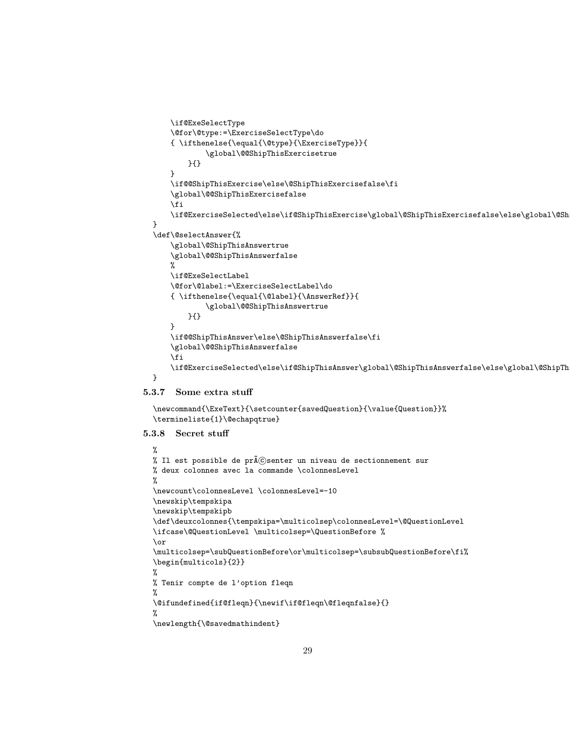```
    \if@ExeSelectType
    \@for\@type:=\ExerciseSelectType\do
    { \ifthenelse{\equal{\@type}{\ExerciseType}}{
            \global\@@ShipThisExercisetrue
        }{}
    }
    \if@@ShipThisExercise\else\@ShipThisExercisefalse\fi
    \global\@@ShipThisExercisefalse
    \fi
    \if@ExerciseSelected\else\if@ShipThisExercise\global\@ShipThisExercisefalse\else\global\@Shi
}
\def\@selectAnswer{%
    \global\@ShipThisAnswertrue
    \global\@@ShipThisAnswerfalse
    %
    \if@ExeSelectLabel
    \@for\@label:=\ExerciseSelectLabel\do
    { \ifthenelse{\equal{\@label}{\AnswerRef}}{
            \global\@@ShipThisAnswertrue
        }{}
    }
    \if@@ShipThisAnswer\else\@ShipThisAnswerfalse\fi
    \global\@@ShipThisAnswerfalse
    \fi
    \if@ExerciseSelected\else\if@ShipThisAnswer\global\@ShipThisAnswerfalse\else\global\@ShipThi
}
```

### 5.3.7 Some extra stuff

```
\newcommand{\ExeText}{\setcounter{savedQuestion}{\value{Question}}%
\termineliste{1}\@echapqtrue}
```

### 5.3.8 Secret stuff

```
%
% Il est possible de prÃ©senter un niveau de sectionnement sur
% deux colonnes avec la commande \colonnesLevel
%
\newcount\colonnesLevel \colonnesLevel=-10
\newskip\tempskipa
\newskip\tempskipb
\def\deuxcolonnes{\tempskipa=\multicolsep\colonnesLevel=\@QuestionLevel
\ifcase\@QuestionLevel \multicolsep=\QuestionBefore %
\or
\multicolsep=\subQuestionBefore\or\multicolsep=\subsubQuestionBefore\fi%
\begin{multicols}{2}}
%
% Tenir compte de l'option fleqn
%
\@ifundefined{if@fleqn}{\newif\if@fleqn\@fleqnfalse}{}
%
\newlength{\@savedmathindent}
```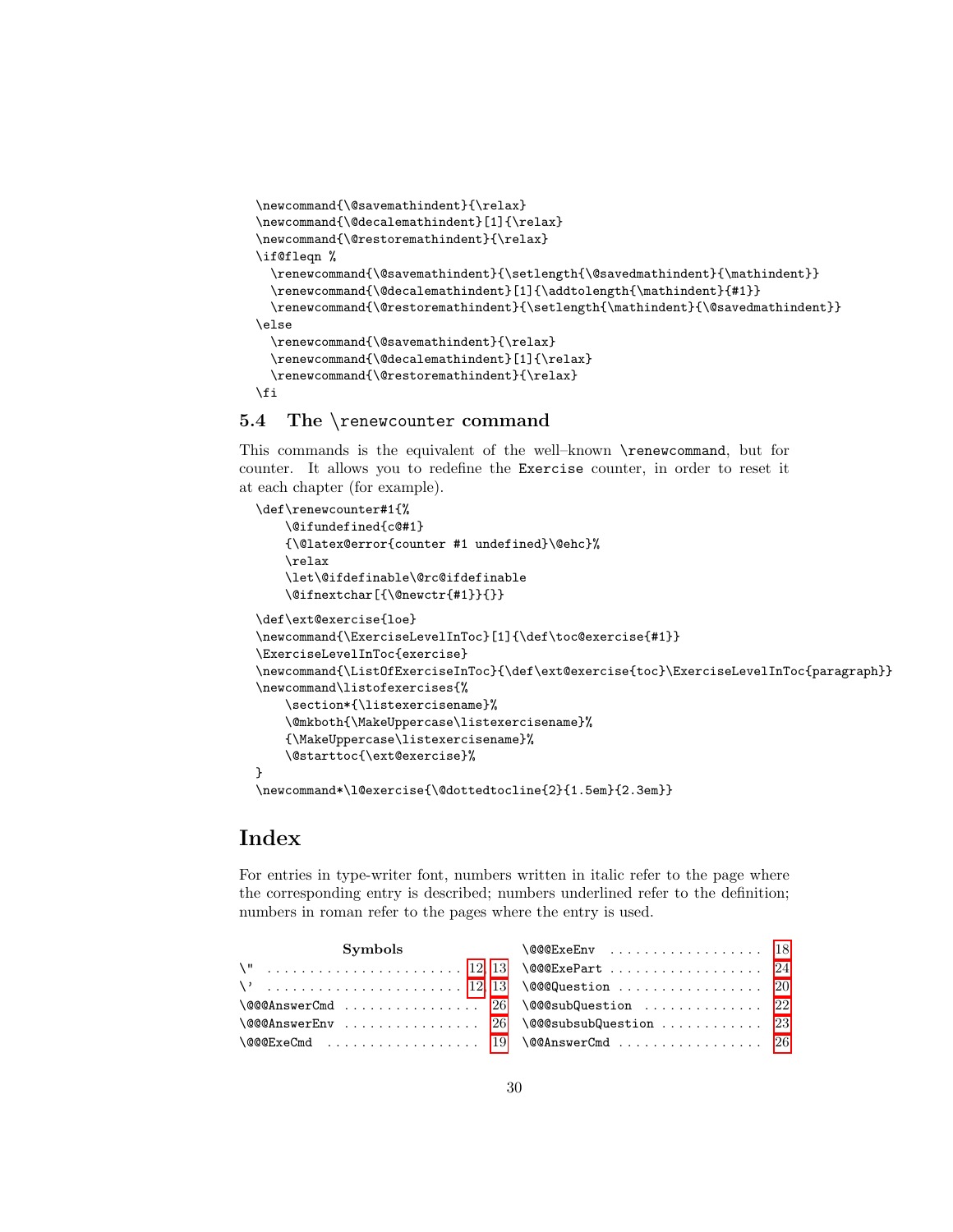```
\newcommand{\@savemathindent}{\relax}
\newcommand{\@decalemathindent}[1]{\relax}
\newcommand{\@restoremathindent}{\relax}
\if@fleqn %
  \renewcommand{\@savemathindent}{\setlength{\@savedmathindent}{\mathindent}}
  \renewcommand{\@decalemathindent}[1]{\addtolength{\mathindent}{#1}}
  \renewcommand{\@restoremathindent}{\setlength{\mathindent}{\@savedmathindent}}
\else
  \renewcommand{\@savemathindent}{\relax}
  \renewcommand{\@decalemathindent}[1]{\relax}
  \renewcommand{\@restoremathindent}{\relax}
\fi
```

### 5.4 The `\renewcounter` command

This commands is the equivalent of the well–known `\renewcommand`, but for counter. It allows you to redefine the `Exercise` counter, in order to reset it at each chapter (for example).

```
\def\renewcounter#1{%
    \@ifundefined{c@#1}
    {\@latex@error{counter #1 undefined}\@ehc}%
    \relax
    \let\@ifdefinable\@rc@ifdefinable
    \@ifnextchar[{\@newctr{#1}}{}}
```

```
\def\ext@exercise{loe}
\newcommand{\ExerciseLevelInToc}[1]{\def\toc@exercise{#1}}
\ExerciseLevelInToc{exercise}
\newcommand{\ListOfExerciseInToc}{\def\ext@exercise{toc}\ExerciseLevelInToc{paragraph}}
\newcommand\listofexercises{%
    \section*{\listexercisename}%
    \@mkboth{\MakeUppercase\listexercisename}%
    {\MakeUppercase\listexercisename}%
    \@starttoc{\ext@exercise}%
}
\newcommand*\l@exercise{\@dottedtocline{2}{1.5em}{2.3em}}
```

## Index

For entries in type-writer font, numbers written in italic refer to the page where the corresponding entry is described; numbers underlined refer to the definition; numbers in roman refer to the pages where the entry is used.

**Symbols**

- `\"` . . . . . . . . 12, 13
- `\'` . . . . . . . . 12, 13
- `\@@@AnswerCmd` . . . . . . . . 26
- `\@@@AnswerEnv` . . . . . . . . 26
- `\@@@ExeCmd` . . . . . . . . 19
- `\@@@ExeEnv` . . . . . . . . 18
- `\@@@ExePart` . . . . . . . . 24
- `\@@@Question` . . . . . . . . 20
- `\@@@subQuestion` . . . . . . . . 22
- `\@@@subsubQuestion` . . . . . . . . 23
- `\@@AnswerCmd` . . . . . . . . 26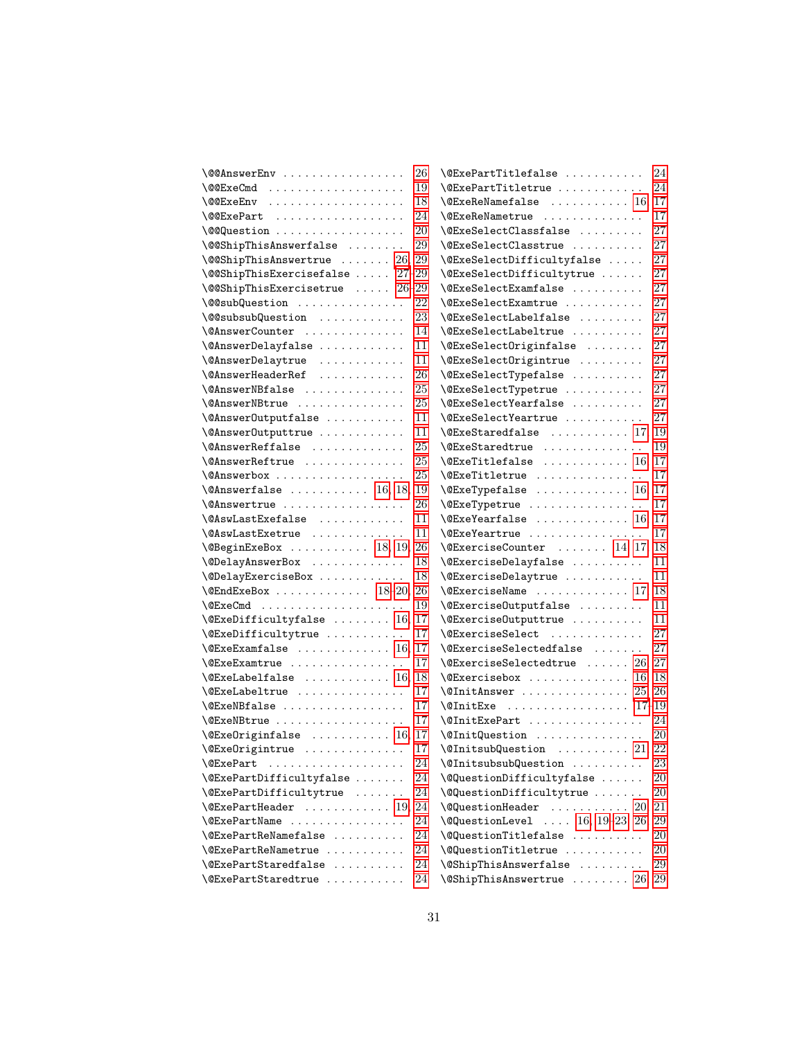\@@AnswerEnv . . . . . . . . . . . . . . . . . 26
\@@ExeCmd . . . . . . . . . . . . . . . . . . . 19
\@@ExeEnv . . . . . . . . . . . . . . . . . . . 18
\@@ExePart . . . . . . . . . . . . . . . . . . 24
\@@Question . . . . . . . . . . . . . . . . . . 20
\@@ShipThisAnswerfalse . . . . . . . . 29
\@@ShipThisAnswertrue . . . . . . . 26, 29
\@@ShipThisExercisefalse . . . . . 27–29
\@@ShipThisExercisetrue . . . . . 26–29
\@@subQuestion . . . . . . . . . . . . . . . 22
\@@subsubQuestion . . . . . . . . . . . . 23
\@AnswerCounter . . . . . . . . . . . . . . 14
\@AnswerDelayfalse . . . . . . . . . . . . 11
\@AnswerDelaytrue . . . . . . . . . . . . 11
\@AnswerHeaderRef . . . . . . . . . . . . 26
\@AnswerNBfalse . . . . . . . . . . . . . . 25
\@AnswerNBtrue . . . . . . . . . . . . . . . 25
\@AnswerOutputfalse . . . . . . . . . . . 11
\@AnswerOutputtrue . . . . . . . . . . . . 11
\@AnswerReffalse . . . . . . . . . . . . . 25
\@AnswerReftrue . . . . . . . . . . . . . . 25
\@Answerbox . . . . . . . . . . . . . . . . . . 25
\@Answerfalse . . . . . . . . . . . 16, 18, 19
\@Answertrue . . . . . . . . . . . . . . . . . 26
\@AswLastExefalse . . . . . . . . . . . . 11
\@AswLastExetrue . . . . . . . . . . . . . 11
\@BeginExeBox . . . . . . . . . . . 18, 19, 26
\@DelayAnswerBox . . . . . . . . . . . . . 18
\@DelayExerciseBox . . . . . . . . . . . . 18
\@EndExeBox . . . . . . . . . . . . . 18–20, 26
\@ExeCmd . . . . . . . . . . . . . . . . . . . . 19
\@ExeDifficultyfalse . . . . . . . . 16, 17
\@ExeDifficultytrue . . . . . . . . . . . 17
\@ExeExamfalse . . . . . . . . . . . . . 16, 17
\@ExeExamtrue . . . . . . . . . . . . . . . . 17
\@ExeLabelfalse . . . . . . . . . . . . 16, 18
\@ExeLabeltrue . . . . . . . . . . . . . . . 17
\@ExeNBfalse . . . . . . . . . . . . . . . . . 17
\@ExeNBtrue . . . . . . . . . . . . . . . . . . 17
\@ExeOriginfalse . . . . . . . . . . . 16, 17
\@ExeOrigintrue . . . . . . . . . . . . . . 17
\@ExePart . . . . . . . . . . . . . . . . . . . 24
\@ExePartDifficultyfalse . . . . . . . 24
\@ExePartDifficultytrue . . . . . . . 24
\@ExePartHeader . . . . . . . . . . . . 19, 24
\@ExePartName . . . . . . . . . . . . . . . 24
\@ExePartReNamefalse . . . . . . . . . 24
\@ExePartReNametrue . . . . . . . . . . 24
\@ExePartStaredfalse . . . . . . . . . . 24
\@ExePartStaredtrue . . . . . . . . . . . 24
\@ExePartTitlefalse . . . . . . . . . . . 24
\@ExePartTitletrue . . . . . . . . . . . . 24
\@ExeReNamefalse . . . . . . . . . . . 16, 17
\@ExeReNametrue . . . . . . . . . . . . . 17
\@ExeSelectClassfalse . . . . . . . . . 27
\@ExeSelectClasstrue . . . . . . . . . . 27
\@ExeSelectDifficultyfalse . . . . . 27
\@ExeSelectDifficultytrue . . . . . . 27
\@ExeSelectExamfalse . . . . . . . . . . 27
\@ExeSelectExamtrue . . . . . . . . . . . 27
\@ExeSelectLabelfalse . . . . . . . . . 27
\@ExeSelectLabeltrue . . . . . . . . . . 27
\@ExeSelectOriginfalse . . . . . . . . 27
\@ExeSelectOrigintrue . . . . . . . . . 27
\@ExeSelectTypefalse . . . . . . . . . . 27
\@ExeSelectTypetrue . . . . . . . . . . . 27
\@ExeSelectYearfalse . . . . . . . . . . 27
\@ExeSelectYeartrue . . . . . . . . . . . 27
\@ExeStaredfalse . . . . . . . . . . . 17, 19
\@ExeStaredtrue . . . . . . . . . . . . . . 19
\@ExeTitlefalse . . . . . . . . . . . . 16, 17
\@ExeTitletrue . . . . . . . . . . . . . . . 17
\@ExeTypefalse . . . . . . . . . . . . . 16, 17
\@ExeTypetrue . . . . . . . . . . . . . . . . 17
\@ExeYearfalse . . . . . . . . . . . . . 16, 17
\@ExeYeartrue . . . . . . . . . . . . . . . . 17
\@ExerciseCounter . . . . . . . 14, 17, 18
\@ExerciseDelayfalse . . . . . . . . . . 11
\@ExerciseDelaytrue . . . . . . . . . . . 11
\@ExerciseName . . . . . . . . . . . . 17, 18
\@ExerciseOutputfalse . . . . . . . . . 11
\@ExerciseOutputtrue . . . . . . . . . . 11
\@ExerciseSelect . . . . . . . . . . . . . 27
\@ExerciseSelectedfalse . . . . . . . 27
\@ExerciseSelectedtrue . . . . . . 26, 27
\@Exercisebox . . . . . . . . . . . . . 16, 18
\@InitAnswer . . . . . . . . . . . . . . 25, 26
\@InitExe . . . . . . . . . . . . . . . . . 17–19
\@InitExePart . . . . . . . . . . . . . . . . 24
\@InitQuestion . . . . . . . . . . . . . . . 20
\@InitsubQuestion . . . . . . . . . . 21, 22
\@InitsubsubQuestion . . . . . . . . . . 23
\@QuestionDifficultyfalse . . . . . . 20
\@QuestionDifficultytrue . . . . . . . 20
\@QuestionHeader . . . . . . . . . . . 20, 21
\@QuestionLevel . . . . 16, 19–23, 26, 29
\@QuestionTitlefalse . . . . . . . . . . 20
\@QuestionTitletrue . . . . . . . . . . . 20
\@ShipThisAnswerfalse . . . . . . . . . 29
\@ShipThisAnswertrue . . . . . . . . 26, 29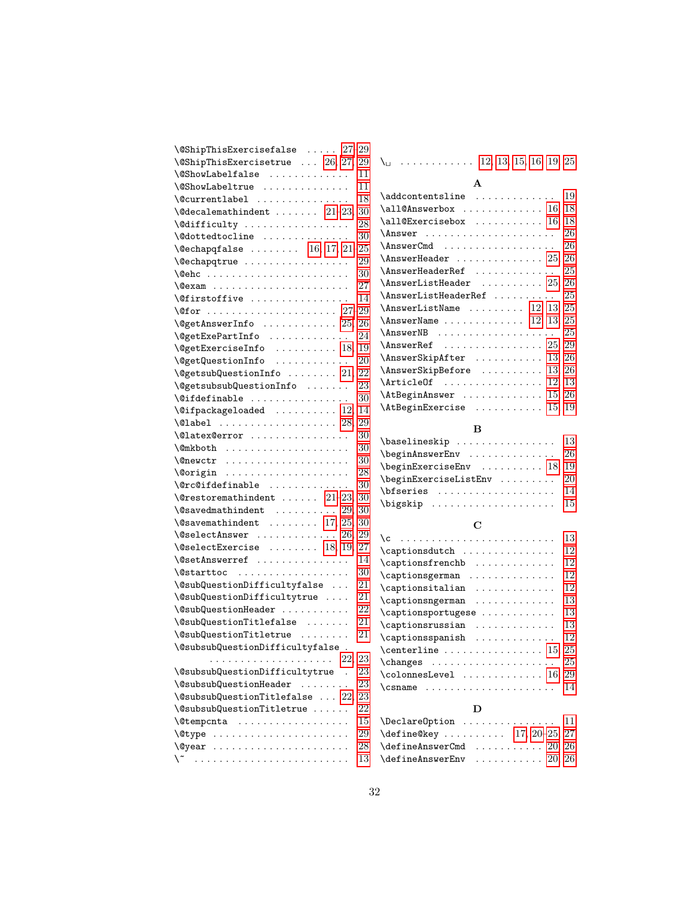\@ShipThisExercisefalse ..... 27–29
\@ShipThisExercisetrue ... 26, 27, 29
\@ShowLabelfalse ............ 11
\@ShowLabeltrue ............ 11
\@currentlabel ............... 18
\@decalemathindent ....... 21–23, 30
\@difficulty ................ 28
\@dottedtocline ............ 30
\@echapqfalse ........ 16, 17, 21–25
\@echapqtrue ................ 29
\@ehc ....................... 30
\@exam ...................... 27
\@firstoffive ............... 14
\@for ...................... 27–29
\@getAnswerInfo ........... 25, 26
\@getExePartInfo ............ 24
\@getExerciseInfo ......... 18, 19
\@getQuestionInfo ........... 20
\@getsubQuestionInfo ....... 21, 22
\@getsubsubQuestionInfo ...... 23
\@ifdefinable ............... 30
\@ifpackageloaded ......... 12, 14
\@label ................... 28, 29
\@latex@error ............... 30
\@mkboth .................... 30
\@newctr .................... 30
\@origin .................... 28
\@rc@ifdefinable ............ 30
\@restoremathindent ...... 21–23, 30
\@savedmathindent ......... 29, 30
\@savemathindent ....... 17, 25, 30
\@selectAnswer ............ 26, 29
\@selectExercise ....... 18, 19, 27
\@setAnswerref .............. 14
\@starttoc .................. 30
\@subQuestionDifficultyfalse ... 21
\@subQuestionDifficultytrue .... 21
\@subQuestionHeader .......... 22
\@subQuestionTitlefalse ....... 21
\@subQuestionTitletrue ........ 21
\@subsubQuestionDifficultyfalse . .................... 22, 23
\@subsubQuestionDifficultytrue . 23
\@subsubQuestionHeader ........ 23
\@subsubQuestionTitlefalse ... 22, 23
\@subsubQuestionTitletrue ...... 22
\@tempcnta .................. 15
\@type ...................... 29
\@year ...................... 28
\~ ......................... 13
\␣ ............ 12, 13, 15, 16, 19, 25

**A**

\addcontentsline ............ 19
\all@Answerbox ............ 16, 18
\all@Exercisebox .......... 16, 18
\Answer ..................... 26
\AnswerCmd .................. 26
\AnswerHeader ............. 25, 26
\AnswerHeaderRef ............ 25
\AnswerListHeader ......... 25, 26
\AnswerListHeaderRef ......... 25
\AnswerListName ........ 12, 13, 25
\AnswerName ............ 12, 13, 25
\AnswerNB ................... 25
\AnswerRef ................ 25, 29
\AnswerSkipAfter .......... 13, 26
\AnswerSkipBefore ......... 13, 26
\ArticleOf ................ 12, 13
\AtBeginAnswer ............ 15, 26
\AtBeginExercise .......... 15, 19

**B**

\baselineskip ............... 13
\beginAnswerEnv ............. 26
\beginExerciseEnv ......... 18, 19
\beginExerciseListEnv ........ 20
\bfseries ................... 14
\bigskip .................... 15

**C**

\c .......................... 13
\captionsdutch .............. 12
\captionsfrenchb ............ 12
\captionsgerman ............. 12
\captionsitalian ............ 12
\captionsngerman ............ 13
\captionsportugese .......... 13
\captionsrussian ............ 13
\captionsspanish ............ 12
\centerline ............... 15, 25
\changes .................... 25
\colonnesLevel ............ 16, 29
\csname ..................... 14

**D**

\DeclareOption .............. 11
\define@key .......... 17, 20–25, 27
\defineAnswerCmd .......... 20, 26
\defineAnswerEnv .......... 20, 26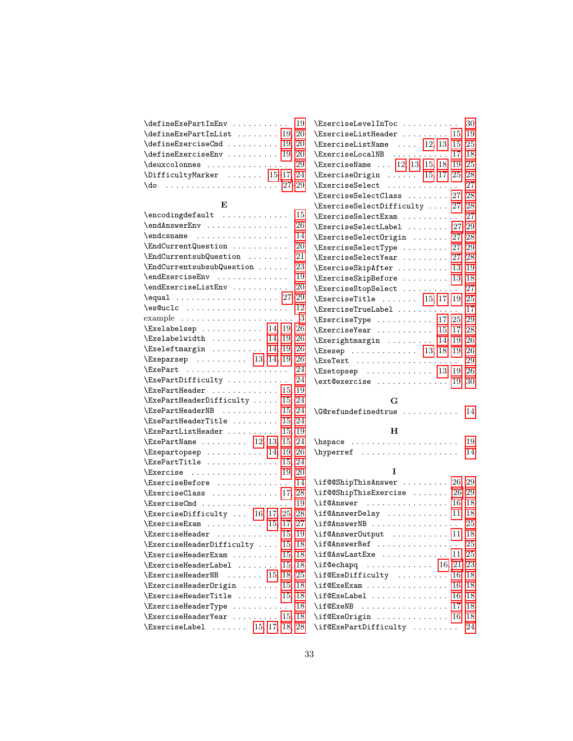\defineExePartInEnv . . . . . . . . . . . 19
\defineExePartInList . . . . . . . . 19, 20
\defineExerciseCmd . . . . . . . . . . 19, 20
\defineExerciseEnv . . . . . . . . . . 19, 20
\deuxcolonnes . . . . . . . . . . . . . . . . 29
\DifficultyMarker . . . . . . . 15–17, 24
\do . . . . . . . . . . . . . . . . . . . . . 27–29

**E**

\encodingdefault . . . . . . . . . . . . . 15
\endAnswerEnv . . . . . . . . . . . . . . . 26
\endcsname . . . . . . . . . . . . . . . . . . 14
\EndCurrentQuestion . . . . . . . . . . . 20
\EndCurrentsubQuestion . . . . . . . . 21
\EndCurrentsubsubQuestion . . . . . . 23
\endExerciseEnv . . . . . . . . . . . . . . 19
\endExerciseListEnv . . . . . . . . . . . 20
\equal . . . . . . . . . . . . . . . . . . . 27–29
\es@uclc . . . . . . . . . . . . . . . . . . . 12
example . . . . . . . . . . . . . . . . . . . . . 3
\Exelabelsep . . . . . . . . . . . 14, 19, 26
\Exelabelwidth . . . . . . . . . . 14, 19, 26
\Exeleftmargin . . . . . . . . . . 14, 19, 26
\Exeparsep . . . . . . . . . . 13, 14, 19, 26
\ExePart . . . . . . . . . . . . . . . . . . . . 24
\ExePartDifficulty . . . . . . . . . . . . 24
\ExePartHeader . . . . . . . . . . . . 15, 19
\ExePartHeaderDifficulty . . . . . 15, 24
\ExePartHeaderNB . . . . . . . . . . . 15, 24
\ExePartHeaderTitle . . . . . . . . . 15, 24
\ExePartListHeader . . . . . . . . . . 15, 19
\ExePartName . . . . . . . . . 12, 13, 15, 24
\Exepartopsep . . . . . . . . . . 14, 19, 26
\ExePartTitle . . . . . . . . . . . . . 15, 24
\Exercise . . . . . . . . . . . . . . . . . 19, 20
\ExerciseBefore . . . . . . . . . . . . . . 14
\ExerciseClass . . . . . . . . . . . . . 17, 28
\ExerciseCmd . . . . . . . . . . . . . . . . 19
\ExerciseDifficulty . . . 16, 17, 25, 28
\ExerciseExam . . . . . . . . . . . 15, 17, 27
\ExerciseHeader . . . . . . . . . . . . 15, 19
\ExerciseHeaderDifficulty . . . . 15, 18
\ExerciseHeaderExam . . . . . . . . . 15, 18
\ExerciseHeaderLabel . . . . . . . . 15, 18
\ExerciseHeaderNB . . . . . . . 15, 18, 25
\ExerciseHeaderOrigin . . . . . . . 15, 18
\ExerciseHeaderTitle . . . . . . . . 15, 18
\ExerciseHeaderType . . . . . . . . . . . 18
\ExerciseHeaderYear . . . . . . . . . 15, 18
\ExerciseLabel . . . . . . . 15, 17, 18, 28
\ExerciseLevelInToc . . . . . . . . . . . 30
\ExerciseListHeader . . . . . . . . . 15, 19
\ExerciseListName . . . . 12, 13, 15, 25
\ExerciseLocalNB . . . . . . . . . . . 17, 18
\ExerciseName . . . 12, 13, 15, 18, 19, 25
\ExerciseOrigin . . . . . . 15, 17, 25, 28
\ExerciseSelect . . . . . . . . . . . . . . 27
\ExerciseSelectClass . . . . . . . . 27, 28
\ExerciseSelectDifficulty . . . . 27, 28
\ExerciseSelectExam . . . . . . . . . . . 27
\ExerciseSelectLabel . . . . . . . . 27–29
\ExerciseSelectOrigin . . . . . . . 27, 28
\ExerciseSelectType . . . . . . . . . 27, 29
\ExerciseSelectYear . . . . . . . . . 27, 28
\ExerciseSkipAfter . . . . . . . . . . 13, 19
\ExerciseSkipBefore . . . . . . . . . 13, 18
\ExerciseStopSelect . . . . . . . . . . . 27
\ExerciseTitle . . . . . . . 15, 17, 19, 25
\ExerciseTrueLabel . . . . . . . . . . . . 17
\ExerciseType . . . . . . . . . . . 17, 25, 29
\ExerciseYear . . . . . . . . . . . 15, 17, 28
\Exerightmargin . . . . . . . . . 14, 19, 26
\Exesep . . . . . . . . . . . . 13, 18, 19, 26
\ExeText . . . . . . . . . . . . . . . . . . . . 29
\Exetopsep . . . . . . . . . . . . 13, 19, 26
\ext@exercise . . . . . . . . . . . . . 19, 30

**G**

\G@refundefinedtrue . . . . . . . . . . . 14

**H**

\hspace . . . . . . . . . . . . . . . . . . . . . 19
\hyperref . . . . . . . . . . . . . . . . . . . 14

**I**

\if@@ShipThisAnswer . . . . . . . . . 26, 29
\if@@ShipThisExercise . . . . . . . 26, 29
\if@Answer . . . . . . . . . . . . . . . 16, 18
\if@AnswerDelay . . . . . . . . . . . . 11, 18
\if@AnswerNB . . . . . . . . . . . . . . . . 25
\if@AnswerOutput . . . . . . . . . . . 11, 18
\if@AnswerRef . . . . . . . . . . . . . . . 25
\if@AswLastExe . . . . . . . . . . . . 11, 25
\if@echapq . . . . . . . . . . . . . 16, 21–23
\if@ExeDifficulty . . . . . . . . . . . 16, 18
\if@ExeExam . . . . . . . . . . . . . . . 16, 18
\if@ExeLabel . . . . . . . . . . . . . . 16, 18
\if@ExeNB . . . . . . . . . . . . . . . . 17, 18
\if@ExeOrigin . . . . . . . . . . . . . . 16, 18
\if@ExePartDifficulty . . . . . . . . . . 24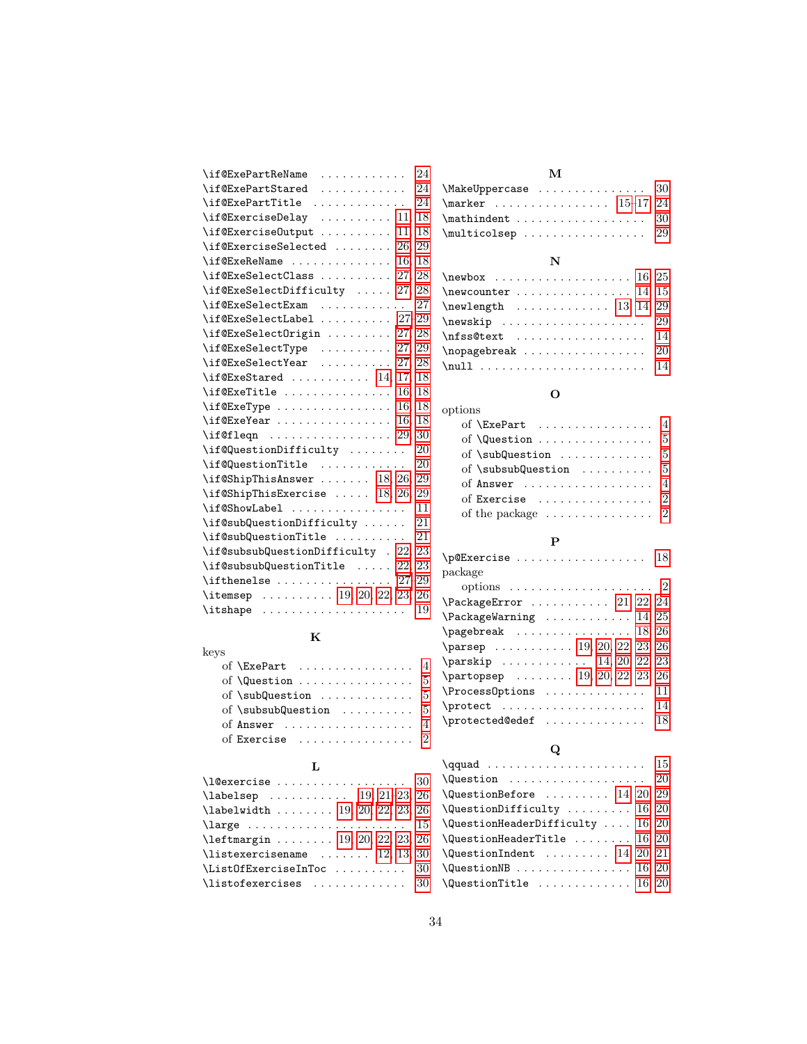\if@ExePartReName . . . . . . . . . . . . 24
\if@ExePartStared . . . . . . . . . . . . 24
\if@ExePartTitle . . . . . . . . . . . . . 24
\if@ExerciseDelay . . . . . . . . . . 11, 18
\if@ExerciseOutput . . . . . . . . . . 11, 18
\if@ExerciseSelected . . . . . . . . 26, 29
\if@ExeReName . . . . . . . . . . . . . 16, 18
\if@ExeSelectClass . . . . . . . . . . 27, 28
\if@ExeSelectDifficulty . . . . . 27, 28
\if@ExeSelectExam . . . . . . . . . . . . 27
\if@ExeSelectLabel . . . . . . . . . . 27–29
\if@ExeSelectOrigin . . . . . . . . . 27, 28
\if@ExeSelectType . . . . . . . . . . 27, 29
\if@ExeSelectYear . . . . . . . . . . 27, 28
\if@ExeStared . . . . . . . . . . . 14, 17, 18
\if@ExeTitle . . . . . . . . . . . . . . 16, 18
\if@ExeType . . . . . . . . . . . . . . . 16, 18
\if@ExeYear . . . . . . . . . . . . . . . 16, 18
\if@fleqn . . . . . . . . . . . . . . . . 29, 30
\if@QuestionDifficulty . . . . . . . . 20
\if@QuestionTitle . . . . . . . . . . . . . 20
\if@ShipThisAnswer . . . . . . . 18, 26, 29
\if@ShipThisExercise . . . . . 18, 26, 29
\if@ShowLabel . . . . . . . . . . . . . . . 11
\if@subQuestionDifficulty . . . . . . 21
\if@subQuestionTitle . . . . . . . . . . 21
\if@subsubQuestionDifficulty . 22, 23
\if@subsubQuestionTitle . . . . . 22, 23
\ifthenelse . . . . . . . . . . . . . . . . 27–29
\itemsep . . . . . . . . . . 19, 20, 22, 23, 26
\itshape . . . . . . . . . . . . . . . . . . . . 19

**K**

keys
  of \ExePart . . . . . . . . . . . . . . . . 4
  of \Question . . . . . . . . . . . . . . . 5
  of \subQuestion . . . . . . . . . . . . 5
  of \subsubQuestion . . . . . . . . . 5
  of Answer . . . . . . . . . . . . . . . . . 4
  of Exercise . . . . . . . . . . . . . . . 2

**L**

\l@exercise . . . . . . . . . . . . . . . . . 30
\labelsep . . . . . . . . . . 19, 21–23, 26
\labelwidth . . . . . . . 19, 20, 22, 23, 26
\large . . . . . . . . . . . . . . . . . . . . . 15
\leftmargin . . . . . . . 19, 20, 22, 23, 26
\listexercisename . . . . . . . . 12, 13, 30
\ListOfExerciseInToc . . . . . . . . . 30
\listofexercises . . . . . . . . . . . . . 30

**M**

\MakeUppercase . . . . . . . . . . . . . . 30
\marker . . . . . . . . . . . . . . . 15–17, 24
\mathindent . . . . . . . . . . . . . . . . . 30
\multicolsep . . . . . . . . . . . . . . . . 29

**N**

\newbox . . . . . . . . . . . . . . . . . 16, 25
\newcounter . . . . . . . . . . . . . . 14, 15
\newlength . . . . . . . . . . . . 13, 14, 29
\newskip . . . . . . . . . . . . . . . . . . . 29
\nfss@text . . . . . . . . . . . . . . . . . 14
\nopagebreak . . . . . . . . . . . . . . . . 20
\null . . . . . . . . . . . . . . . . . . . . . . 14

**O**

options
  of \ExePart . . . . . . . . . . . . . . . . 4
  of \Question . . . . . . . . . . . . . . . 5
  of \subQuestion . . . . . . . . . . . . 5
  of \subsubQuestion . . . . . . . . . 5
  of Answer . . . . . . . . . . . . . . . . . 4
  of Exercise . . . . . . . . . . . . . . . 2
  of the package . . . . . . . . . . . . . 2

**P**

\p@Exercise . . . . . . . . . . . . . . . . . 18
package
  options . . . . . . . . . . . . . . . . . . . 2
\PackageError . . . . . . . . . . . 21, 22, 24
\PackageWarning . . . . . . . . . . . 14, 25
\pagebreak . . . . . . . . . . . . . . . 18, 26
\parsep . . . . . . . . . . 19, 20, 22, 23, 26
\parskip . . . . . . . . . . . 14, 20, 22, 23
\partopsep . . . . . . . 19, 20, 22, 23, 26
\ProcessOptions . . . . . . . . . . . . . . 11
\protect . . . . . . . . . . . . . . . . . . . . 14
\protected@edef . . . . . . . . . . . . . 18

**Q**

\qquad . . . . . . . . . . . . . . . . . . . . . 15
\Question . . . . . . . . . . . . . . . . . . . 20
\QuestionBefore . . . . . . . . . 14, 20, 29
\QuestionDifficulty . . . . . . . . . 16, 20
\QuestionHeaderDifficulty . . . . 16, 20
\QuestionHeaderTitle . . . . . . . . 16, 20
\QuestionIndent . . . . . . . . . 14, 20, 21
\QuestionNB . . . . . . . . . . . . . . . 16, 20
\QuestionTitle . . . . . . . . . . . . . 16, 20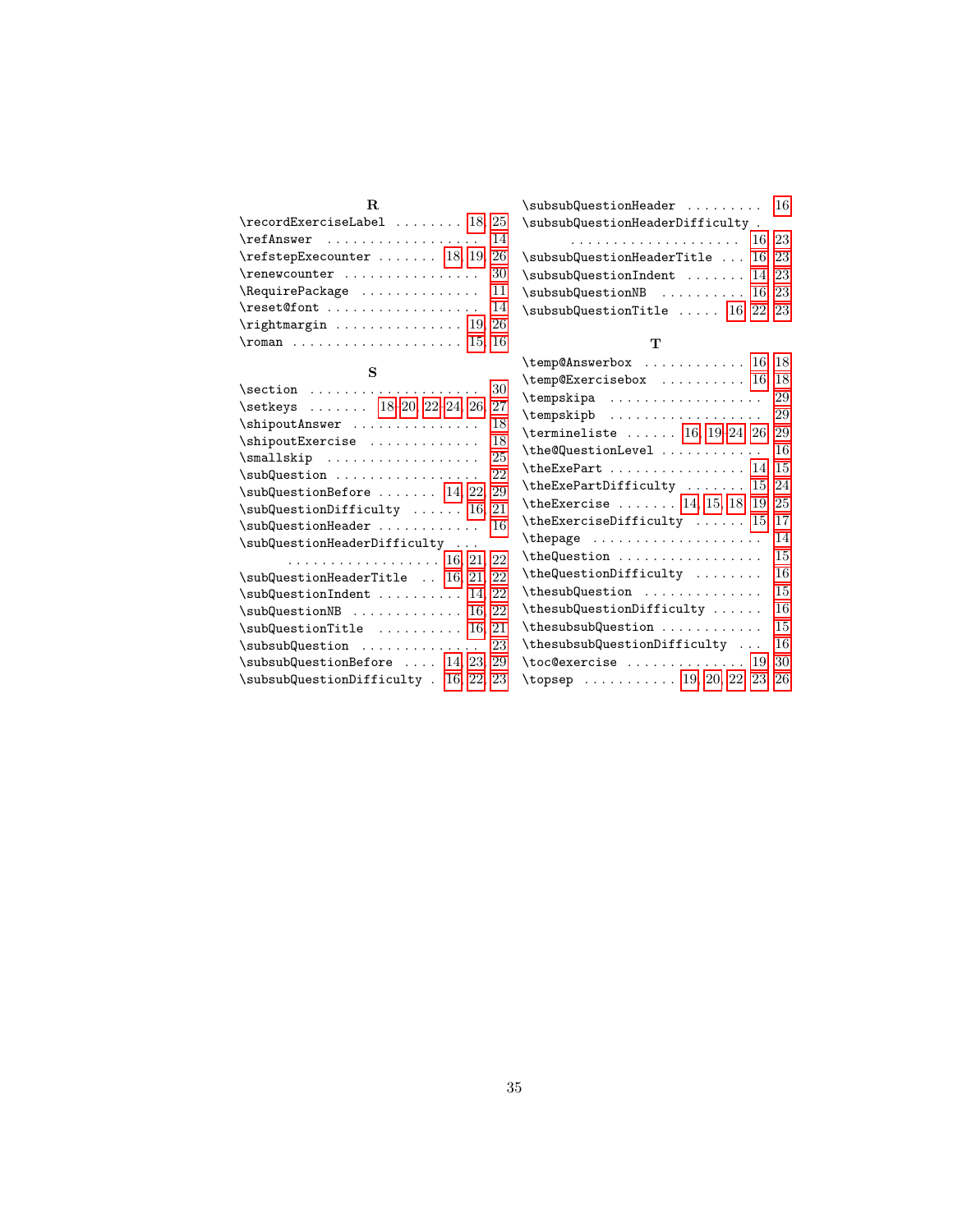**R**

\recordExerciseLabel . . . . . . . . 18, 25
\refAnswer . . . . . . . . . . . . . . . . . . 14
\refstepExecounter . . . . . . . 18, 19, 26
\renewcounter . . . . . . . . . . . . . . . . 30
\RequirePackage . . . . . . . . . . . . . . 11
\reset@font . . . . . . . . . . . . . . . . . . 14
\rightmargin . . . . . . . . . . . . . . . 19, 26
\roman . . . . . . . . . . . . . . . . . . . . 15, 16

**S**

\section . . . . . . . . . . . . . . . . . . . . 30
\setkeys . . . . . . . 18–20, 22–24, 26, 27
\shipoutAnswer . . . . . . . . . . . . . . . 18
\shipoutExercise . . . . . . . . . . . . . 18
\smallskip . . . . . . . . . . . . . . . . . . 25
\subQuestion . . . . . . . . . . . . . . . . . 22
\subQuestionBefore . . . . . . . 14, 22, 29
\subQuestionDifficulty . . . . . . 16, 21
\subQuestionHeader . . . . . . . . . . . 16
\subQuestionHeaderDifficulty . . . . . . . . . . . . . . . . . . . . . 16, 21, 22
\subQuestionHeaderTitle . . 16, 21, 22
\subQuestionIndent . . . . . . . . . 14, 22
\subQuestionNB . . . . . . . . . . . . 16, 22
\subQuestionTitle . . . . . . . . . . 16, 21
\subsubQuestion . . . . . . . . . . . . . . 23
\subsubQuestionBefore . . . . 14, 23, 29
\subsubQuestionDifficulty . 16, 22, 23
\subsubQuestionHeader . . . . . . . . . 16
\subsubQuestionHeaderDifficulty . . . . . . . . . . . . . . . . . . . . . . . 16, 23
\subsubQuestionHeaderTitle . . . 16, 23
\subsubQuestionIndent . . . . . . . 14, 23
\subsubQuestionNB . . . . . . . . . . 16, 23
\subsubQuestionTitle . . . . . 16, 22, 23

**T**

\temp@Answerbox . . . . . . . . . . . . 16, 18
\temp@Exercisebox . . . . . . . . . . 16, 18
\tempskipa . . . . . . . . . . . . . . . . . . 29
\tempskipb . . . . . . . . . . . . . . . . . . 29
\termineliste . . . . . . 16, 19–24, 26, 29
\the@QuestionLevel . . . . . . . . . . . . 16
\theExePart . . . . . . . . . . . . . . . . 14, 15
\theExePartDifficulty . . . . . . . 15, 24
\theExercise . . . . . . . 14, 15, 18, 19, 25
\theExerciseDifficulty . . . . . . 15, 17
\thepage . . . . . . . . . . . . . . . . . . . . 14
\theQuestion . . . . . . . . . . . . . . . . . 15
\theQuestionDifficulty . . . . . . . . 16
\thesubQuestion . . . . . . . . . . . . . . 15
\thesubQuestionDifficulty . . . . . . 16
\thesubsubQuestion . . . . . . . . . . . . 15
\thesubsubQuestionDifficulty . . . 16
\toc@exercise . . . . . . . . . . . . . . 19, 30
\topsep . . . . . . . . . . . 19, 20, 22, 23, 26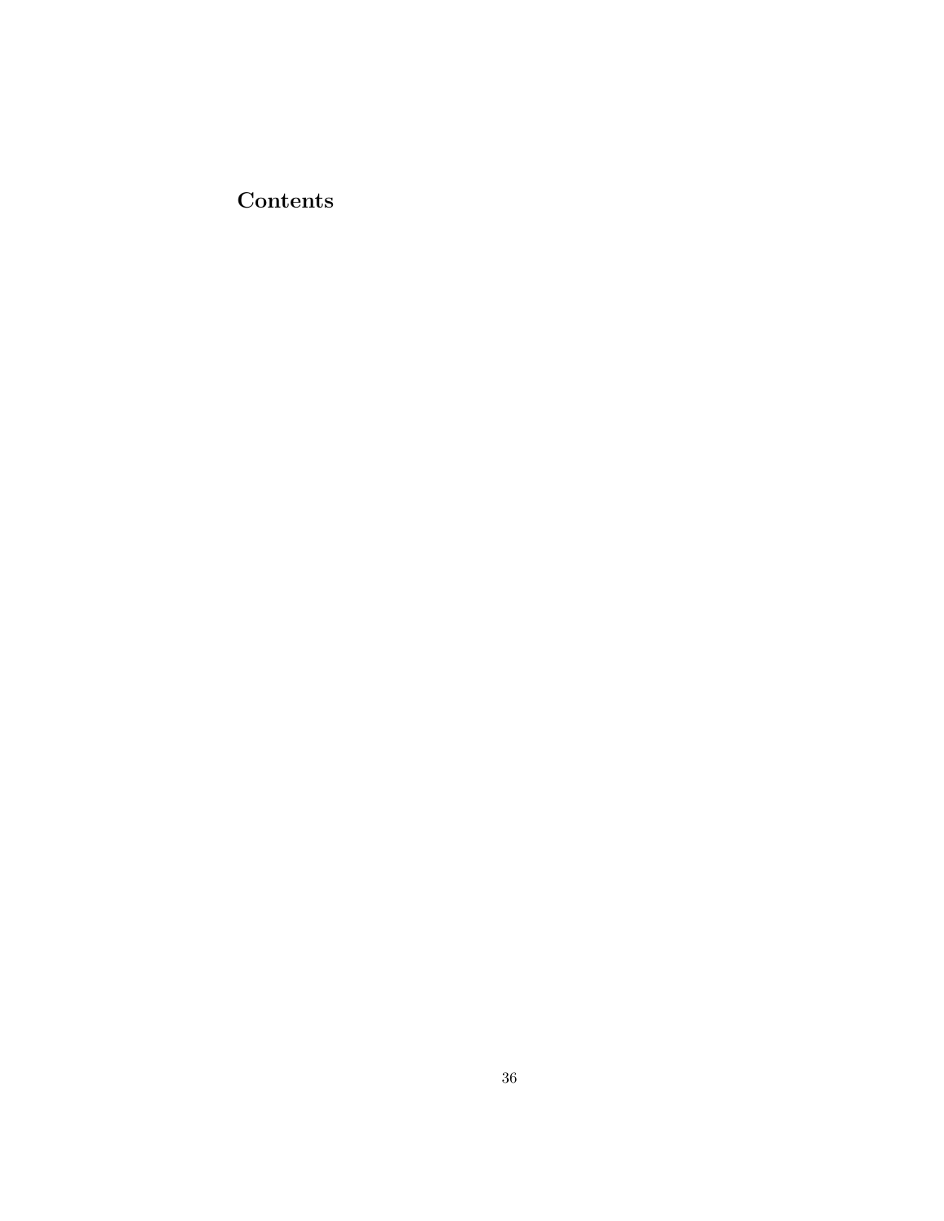# Contents